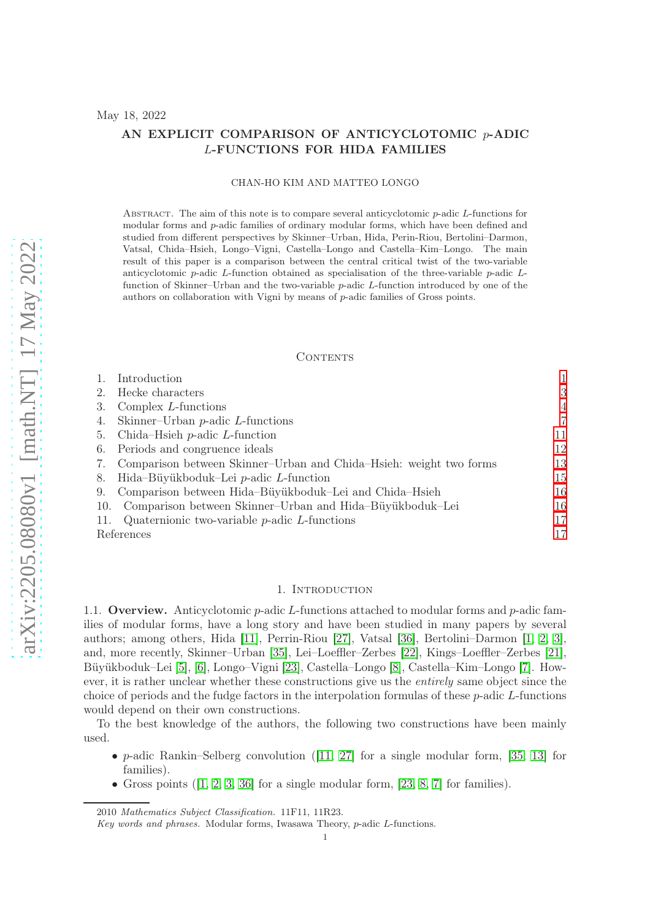May 18, 2022

# AN EXPLICIT COMPARISON OF ANTICYCLOTOMIC $p$-ADIC $L$-FUNCTIONS FOR HIDA FAMILIES

CHAN-HO KIM AND MATTEO LONGO

Abstract. The aim of this note is to compare several anticyclotomic $p$-adic $L$-functions for modular forms and $p$-adic families of ordinary modular forms, which have been defined and studied from different perspectives by Skinner–Urban, Hida, Perin-Riou, Bertolini–Darmon, Vatsal, Chida–Hsieh, Longo–Vigni, Castella–Longo and Castella–Kim–Longo. The main result of this paper is a comparison between the central critical twist of the two-variable anticyclotomic $p$-adic $L$-function obtained as specialisation of the three-variable $p$-adic $L$-function of Skinner–Urban and the two-variable $p$-adic $L$-function introduced by one of the authors on collaboration with Vigni by means of $p$-adic families of Gross points.

## Contents

1. Introduction — 1
2. Hecke characters — 3
3. Complex $L$-functions — 4
4. Skinner–Urban $p$-adic $L$-functions — 7
5. Chida–Hsieh $p$-adic $L$-function — 11
6. Periods and congruence ideals — 12
7. Comparison between Skinner–Urban and Chida–Hsieh: weight two forms — 13
8. Hida–Büyükboduk–Lei $p$-adic $L$-function — 15
9. Comparison between Hida–Büyükboduk–Lei and Chida–Hsieh — 16
10. Comparison between Skinner–Urban and Hida–Büyükboduk–Lei — 16
11. Quaternionic two-variable $p$-adic $L$-functions — 17

References — 17

## 1. Introduction

**1.1. Overview.** Anticyclotomic $p$-adic $L$-functions attached to modular forms and $p$-adic families of modular forms, have a long story and have been studied in many papers by several authors; among others, Hida [11], Perrin-Riou [27], Vatsal [36], Bertolini–Darmon [1, 2, 3], and, more recently, Skinner–Urban [35], Lei–Loeffler–Zerbes [22], Kings–Loeffler–Zerbes [21], Büyükboduk–Lei [5], [6], Longo–Vigni [23], Castella–Longo [8], Castella–Kim–Longo [7]. However, it is rather unclear whether these constructions give us the *entirely* same object since the choice of periods and the fudge factors in the interpolation formulas of these $p$-adic $L$-functions would depend on their own constructions.

To the best knowledge of the authors, the following two constructions have been mainly used.

- $p$-adic Rankin–Selberg convolution ([11, 27] for a single modular form, [35, 13] for families).
- Gross points ([1, 2, 3, 36] for a single modular form, [23, 8, 7] for families).

2010 *Mathematics Subject Classification.* 11F11, 11R23.

*Key words and phrases.* Modular forms, Iwasawa Theory, $p$-adic $L$-functions.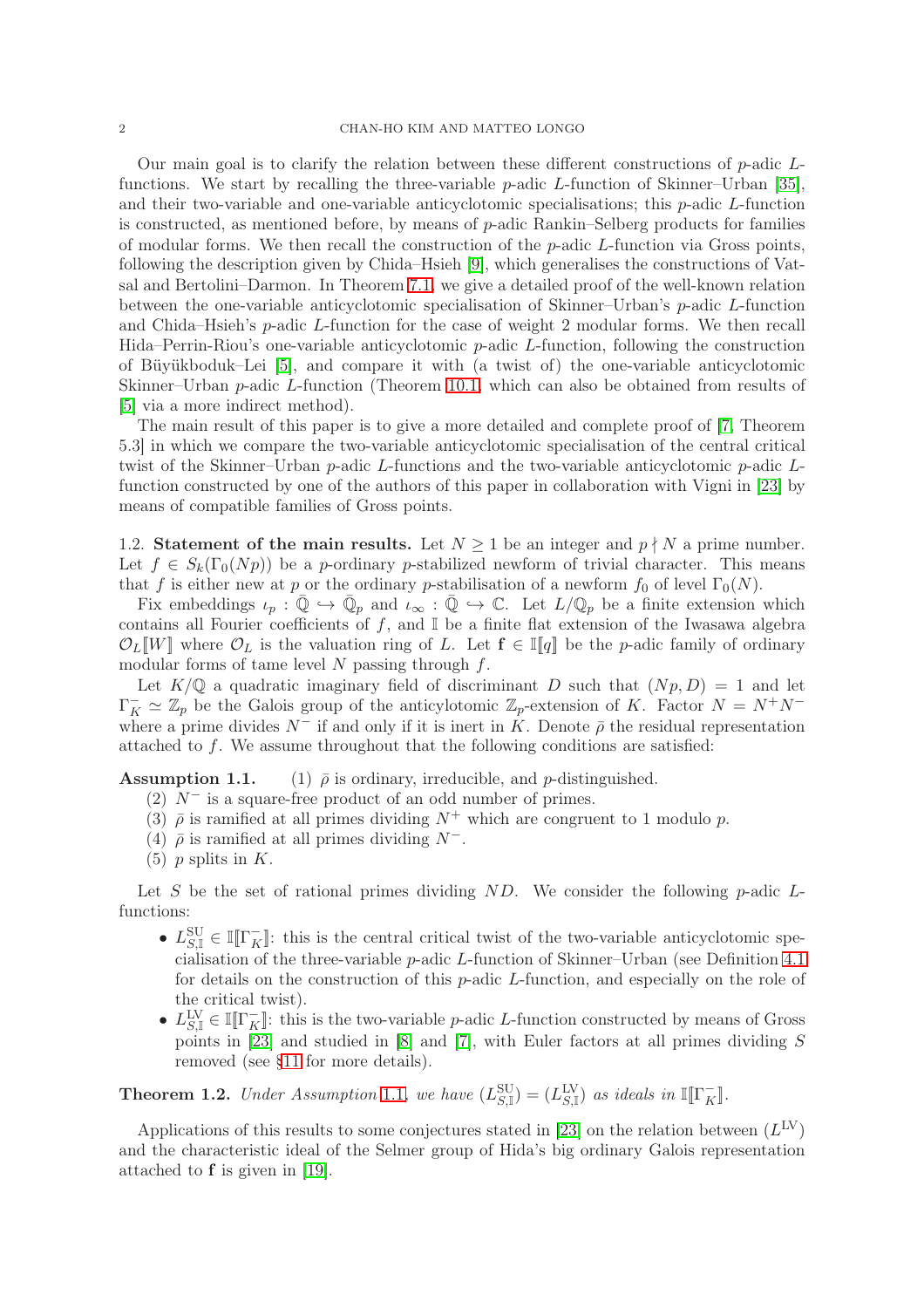Our main goal is to clarify the relation between these different constructions of $p$-adic $L$-functions. We start by recalling the three-variable $p$-adic $L$-function of Skinner–Urban [35], and their two-variable and one-variable anticyclotomic specialisations; this $p$-adic $L$-function is constructed, as mentioned before, by means of $p$-adic Rankin–Selberg products for families of modular forms. We then recall the construction of the $p$-adic $L$-function via Gross points, following the description given by Chida–Hsieh [9], which generalises the constructions of Vatsal and Bertolini–Darmon. In Theorem 7.1, we give a detailed proof of the well-known relation between the one-variable anticyclotomic specialisation of Skinner–Urban's $p$-adic $L$-function and Chida–Hsieh's $p$-adic $L$-function for the case of weight 2 modular forms. We then recall Hida–Perrin-Riou's one-variable anticyclotomic $p$-adic $L$-function, following the construction of Büyükboduk–Lei [5], and compare it with (a twist of) the one-variable anticyclotomic Skinner–Urban $p$-adic $L$-function (Theorem 10.1, which can also be obtained from results of [5] via a more indirect method).

The main result of this paper is to give a more detailed and complete proof of [7, Theorem 5.3] in which we compare the two-variable anticyclotomic specialisation of the central critical twist of the Skinner–Urban $p$-adic $L$-functions and the two-variable anticyclotomic $p$-adic $L$-function constructed by one of the authors of this paper in collaboration with Vigni in [23] by means of compatible families of Gross points.

## 1.2. Statement of the main results.

Let $N \geq 1$ be an integer and $p \nmid N$ a prime number. Let $f \in S_k(\Gamma_0(Np))$ be a $p$-ordinary $p$-stabilized newform of trivial character. This means that $f$ is either new at $p$ or the ordinary $p$-stabilisation of a newform $f_0$ of level $\Gamma_0(N)$.

Fix embeddings $\iota_p : \bar{\mathbb{Q}} \hookrightarrow \bar{\mathbb{Q}}_p$ and $\iota_\infty : \bar{\mathbb{Q}} \hookrightarrow \mathbb{C}$. Let $L/\mathbb{Q}_p$ be a finite extension which contains all Fourier coefficients of $f$, and $\mathbb{I}$ be a finite flat extension of the Iwasawa algebra $\mathcal{O}_L[\![W]\!]$ where $\mathcal{O}_L$ is the valuation ring of $L$. Let $\mathbf{f} \in \mathbb{I}[\![q]\!]$ be the $p$-adic family of ordinary modular forms of tame level $N$ passing through $f$.

Let $K/\mathbb{Q}$ a quadratic imaginary field of discriminant $D$ such that $(Np, D) = 1$ and let $\Gamma_K^- \simeq \mathbb{Z}_p$ be the Galois group of the anticylotomic $\mathbb{Z}_p$-extension of $K$. Factor $N = N^+N^-$ where a prime divides $N^-$ if and only if it is inert in $K$. Denote $\bar{\rho}$ the residual representation attached to $f$. We assume throughout that the following conditions are satisfied:

**Assumption 1.1.**
1. $\bar{\rho}$ is ordinary, irreducible, and $p$-distinguished.
2. $N^-$ is a square-free product of an odd number of primes.
3. $\bar{\rho}$ is ramified at all primes dividing $N^+$ which are congruent to 1 modulo $p$.
4. $\bar{\rho}$ is ramified at all primes dividing $N^-$.
5. $p$ splits in $K$.

Let $S$ be the set of rational primes dividing $ND$. We consider the following $p$-adic $L$-functions:

- $L^{\mathrm{SU}}_{S,\mathbb{I}} \in \mathbb{I}[\![\Gamma_K^-]\!]$: this is the central critical twist of the two-variable anticyclotomic specialisation of the three-variable $p$-adic $L$-function of Skinner–Urban (see Definition 4.1 for details on the construction of this $p$-adic $L$-function, and especially on the role of the critical twist).
- $L^{\mathrm{LV}}_{S,\mathbb{I}} \in \mathbb{I}[\![\Gamma_K^-]\!]$: this is the two-variable $p$-adic $L$-function constructed by means of Gross points in [23] and studied in [8] and [7], with Euler factors at all primes dividing $S$ removed (see §11 for more details).

**Theorem 1.2.** *Under Assumption 1.1, we have $(L^{\mathrm{SU}}_{S,\mathbb{I}}) = (L^{\mathrm{LV}}_{S,\mathbb{I}})$ as ideals in $\mathbb{I}[\![\Gamma_K^-]\!]$.*

Applications of this results to some conjectures stated in [23] on the relation between $(L^{\mathrm{LV}})$ and the characteristic ideal of the Selmer group of Hida's big ordinary Galois representation attached to $\mathbf{f}$ is given in [19].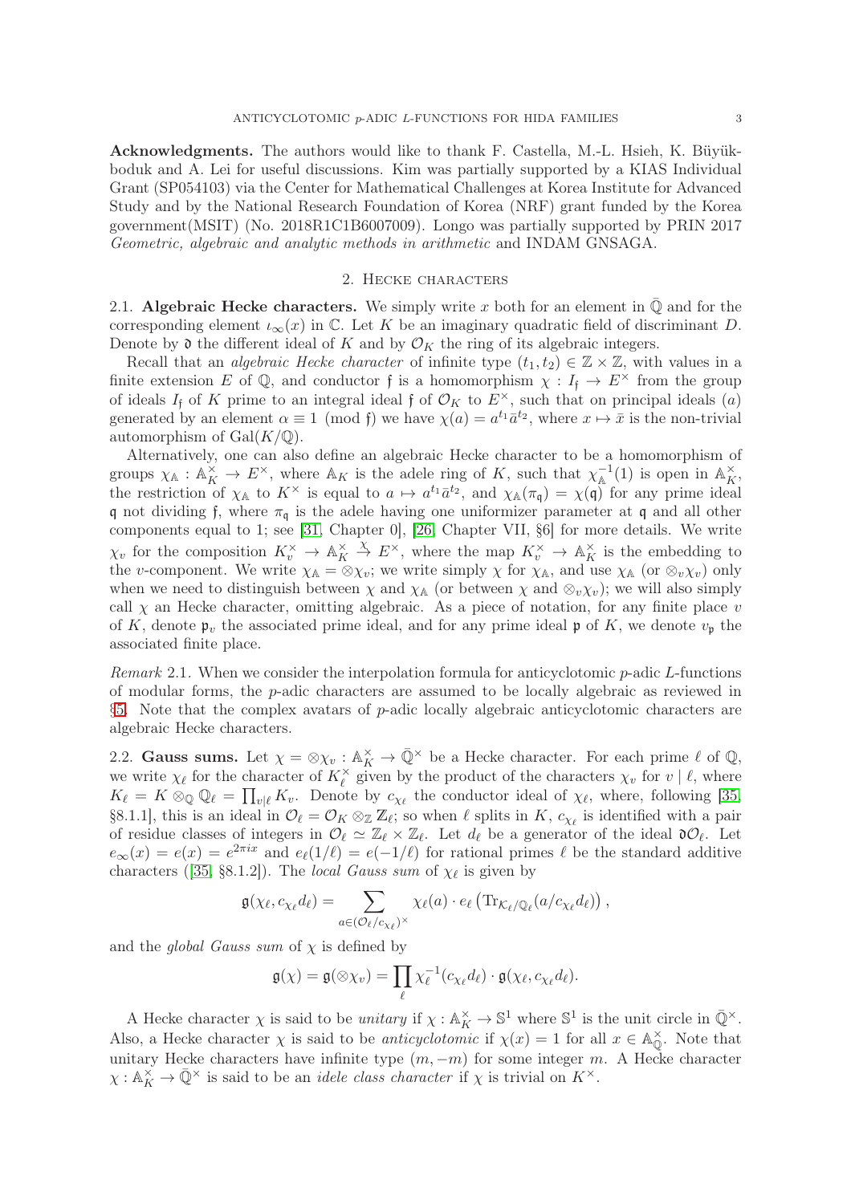**Acknowledgments.** The authors would like to thank F. Castella, M.-L. Hsieh, K. Büyükboduk and A. Lei for useful discussions. Kim was partially supported by a KIAS Individual Grant (SP054103) via the Center for Mathematical Challenges at Korea Institute for Advanced Study and by the National Research Foundation of Korea (NRF) grant funded by the Korea government(MSIT) (No. 2018R1C1B6007009). Longo was partially supported by PRIN 2017 *Geometric, algebraic and analytic methods in arithmetic* and INDAM GNSAGA.

## 2. Hecke characters

**2.1. Algebraic Hecke characters.** We simply write $x$ both for an element in $\bar{\mathbb{Q}}$ and for the corresponding element $\iota_\infty(x)$ in $\mathbb{C}$. Let $K$ be an imaginary quadratic field of discriminant $D$. Denote by $\mathfrak{d}$ the different ideal of $K$ and by $\mathcal{O}_K$ the ring of its algebraic integers.

Recall that an *algebraic Hecke character* of infinite type $(t_1,t_2)\in\mathbb{Z}\times\mathbb{Z}$, with values in a finite extension $E$ of $\mathbb{Q}$, and conductor $\mathfrak{f}$ is a homomorphism $\chi : I_\mathfrak{f}\to E^\times$ from the group of ideals $I_\mathfrak{f}$ of $K$ prime to an integral ideal $\mathfrak{f}$ of $\mathcal{O}_K$ to $E^\times$, such that on principal ideals $(a)$ generated by an element $\alpha\equiv 1 \pmod{\mathfrak{f}}$ we have $\chi(a)=a^{t_1}\bar{a}^{t_2}$, where $x\mapsto\bar{x}$ is the non-trivial automorphism of $\mathrm{Gal}(K/\mathbb{Q})$.

Alternatively, one can also define an algebraic Hecke character to be a homomorphism of groups $\chi_\mathbb{A}:\mathbb{A}_K^\times\to E^\times$, where $\mathbb{A}_K$ is the adele ring of $K$, such that $\chi_\mathbb{A}^{-1}(1)$ is open in $\mathbb{A}_K^\times$, the restriction of $\chi_\mathbb{A}$ to $K^\times$ is equal to $a\mapsto a^{t_1}\bar{a}^{t_2}$, and $\chi_\mathbb{A}(\pi_\mathfrak{q})=\chi(\mathfrak{q})$ for any prime ideal $\mathfrak{q}$ not dividing $\mathfrak{f}$, where $\pi_\mathfrak{q}$ is the adele having one uniformizer parameter at $\mathfrak{q}$ and all other components equal to 1; see [31, Chapter 0], [26, Chapter VII, §6] for more details. We write $\chi_v$ for the composition $K_v^\times\to\mathbb{A}_K^\times\overset{\chi}{\to}E^\times$, where the map $K_v^\times\to\mathbb{A}_K^\times$ is the embedding to the $v$-component. We write $\chi_\mathbb{A}=\otimes\chi_v$; we write simply $\chi$ for $\chi_\mathbb{A}$, and use $\chi_\mathbb{A}$ (or $\otimes_v\chi_v$) only when we need to distinguish between $\chi$ and $\chi_\mathbb{A}$ (or between $\chi$ and $\otimes_v\chi_v$); we will also simply call $\chi$ an Hecke character, omitting algebraic. As a piece of notation, for any finite place $v$ of $K$, denote $\mathfrak{p}_v$ the associated prime ideal, and for any prime ideal $\mathfrak{p}$ of $K$, we denote $v_\mathfrak{p}$ the associated finite place.

*Remark* 2.1. When we consider the interpolation formula for anticyclotomic $p$-adic $L$-functions of modular forms, the $p$-adic characters are assumed to be locally algebraic as reviewed in §5. Note that the complex avatars of $p$-adic locally algebraic anticyclotomic characters are algebraic Hecke characters.

**2.2. Gauss sums.** Let $\chi=\otimes\chi_v:\mathbb{A}_K^\times\to\bar{\mathbb{Q}}^\times$ be a Hecke character. For each prime $\ell$ of $\mathbb{Q}$, we write $\chi_\ell$ for the character of $K_\ell^\times$ given by the product of the characters $\chi_v$ for $v\mid\ell$, where $K_\ell=K\otimes_\mathbb{Q}\mathbb{Q}_\ell=\prod_{v\mid\ell}K_v$. Denote by $c_{\chi_\ell}$ the conductor ideal of $\chi_\ell$, where, following [35, §8.1.1], this is an ideal in $\mathcal{O}_\ell=\mathcal{O}_K\otimes_\mathbb{Z}\mathbb{Z}_\ell$; so when $\ell$ splits in $K$, $c_{\chi_\ell}$ is identified with a pair of residue classes of integers in $\mathcal{O}_\ell\simeq\mathbb{Z}_\ell\times\mathbb{Z}_\ell$. Let $d_\ell$ be a generator of the ideal $\mathfrak{d}\mathcal{O}_\ell$. Let $e_\infty(x)=e(x)=e^{2\pi i x}$ and $e_\ell(1/\ell)=e(-1/\ell)$ for rational primes $\ell$ be the standard additive characters ([35, §8.1.2]). The *local Gauss sum* of $\chi_\ell$ is given by

$$\mathfrak{g}(\chi_\ell,c_{\chi_\ell}d_\ell)=\sum_{a\in(\mathcal{O}_\ell/c_{\chi_\ell})^\times}\chi_\ell(a)\cdot e_\ell\left(\mathrm{Tr}_{\mathcal{K}_\ell/\mathbb{Q}_\ell}(a/c_{\chi_\ell}d_\ell)\right),$$

and the *global Gauss sum* of $\chi$ is defined by

$$\mathfrak{g}(\chi)=\mathfrak{g}(\otimes\chi_v)=\prod_\ell\chi_\ell^{-1}(c_{\chi_\ell}d_\ell)\cdot\mathfrak{g}(\chi_\ell,c_{\chi_\ell}d_\ell).$$

A Hecke character $\chi$ is said to be *unitary* if $\chi:\mathbb{A}_K^\times\to\mathbb{S}^1$ where $\mathbb{S}^1$ is the unit circle in $\bar{\mathbb{Q}}^\times$. Also, a Hecke character $\chi$ is said to be *anticyclotomic* if $\chi(x)=1$ for all $x\in\mathbb{A}_\mathbb{Q}^\times$. Note that unitary Hecke characters have infinite type $(m,-m)$ for some integer $m$. A Hecke character $\chi:\mathbb{A}_K^\times\to\bar{\mathbb{Q}}^\times$ is said to be an *idele class character* if $\chi$ is trivial on $K^\times$.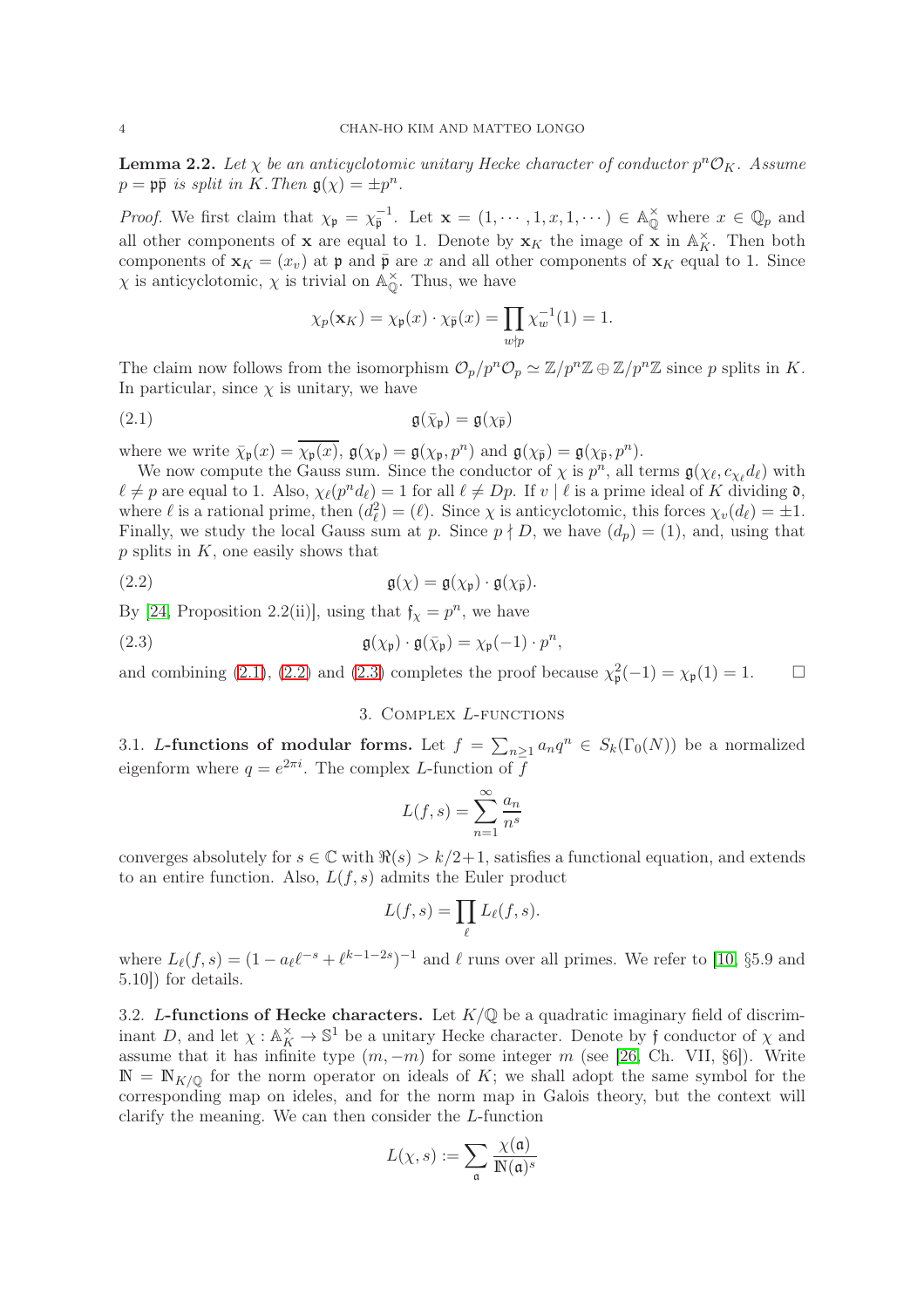**Lemma 2.2.** *Let $\chi$ be an anticyclotomic unitary Hecke character of conductor $p^n\mathcal{O}_K$. Assume $p = \mathfrak{p}\bar{\mathfrak{p}}$ is split in $K$. Then $\mathfrak{g}(\chi) = \pm p^n$.*

*Proof.* We first claim that $\chi_\mathfrak{p} = \chi_{\bar{\mathfrak{p}}}^{-1}$. Let $\mathbf{x} = (1, \cdots, 1, x, 1, \cdots) \in \mathbb{A}_\mathbb{Q}^\times$ where $x \in \mathbb{Q}_p$ and all other components of $\mathbf{x}$ are equal to 1. Denote by $\mathbf{x}_K$ the image of $\mathbf{x}$ in $\mathbb{A}_K^\times$. Then both components of $\mathbf{x}_K = (x_v)$ at $\mathfrak{p}$ and $\bar{\mathfrak{p}}$ are $x$ and all other components of $\mathbf{x}_K$ equal to 1. Since $\chi$ is anticyclotomic, $\chi$ is trivial on $\mathbb{A}_\mathbb{Q}^\times$. Thus, we have

$$\chi_p(\mathbf{x}_K) = \chi_\mathfrak{p}(x) \cdot \chi_{\bar{\mathfrak{p}}}(x) = \prod_{w \nmid p} \chi_w^{-1}(1) = 1.$$

The claim now follows from the isomorphism $\mathcal{O}_p/p^n\mathcal{O}_p \simeq \mathbb{Z}/p^n\mathbb{Z} \oplus \mathbb{Z}/p^n\mathbb{Z}$ since $p$ splits in $K$. In particular, since $\chi$ is unitary, we have

$$\mathfrak{g}(\bar{\chi}_\mathfrak{p}) = \mathfrak{g}(\chi_{\bar{\mathfrak{p}}}) \tag{2.1}$$

where we write $\bar{\chi}_\mathfrak{p}(x) = \overline{\chi_\mathfrak{p}(x)}$, $\mathfrak{g}(\chi_\mathfrak{p}) = \mathfrak{g}(\chi_\mathfrak{p}, p^n)$ and $\mathfrak{g}(\chi_{\bar{\mathfrak{p}}}) = \mathfrak{g}(\chi_{\bar{\mathfrak{p}}}, p^n)$.

We now compute the Gauss sum. Since the conductor of $\chi$ is $p^n$, all terms $\mathfrak{g}(\chi_\ell, c_{\chi_\ell} d_\ell)$ with $\ell \neq p$ are equal to 1. Also, $\chi_\ell(p^n d_\ell) = 1$ for all $\ell \neq Dp$. If $v \mid \ell$ is a prime ideal of $K$ dividing $\mathfrak{d}$, where $\ell$ is a rational prime, then $(d_\ell^2) = (\ell)$. Since $\chi$ is anticyclotomic, this forces $\chi_v(d_\ell) = \pm 1$. Finally, we study the local Gauss sum at $p$. Since $p \nmid D$, we have $(d_p) = (1)$, and, using that $p$ splits in $K$, one easily shows that

$$\mathfrak{g}(\chi) = \mathfrak{g}(\chi_\mathfrak{p}) \cdot \mathfrak{g}(\chi_{\bar{\mathfrak{p}}}). \tag{2.2}$$

By [24, Proposition 2.2(ii)], using that $\mathfrak{f}_\chi = p^n$, we have

$$\mathfrak{g}(\chi_\mathfrak{p}) \cdot \mathfrak{g}(\bar{\chi}_\mathfrak{p}) = \chi_\mathfrak{p}(-1) \cdot p^n, \tag{2.3}$$

and combining (2.1), (2.2) and (2.3) completes the proof because $\chi_\mathfrak{p}^2(-1) = \chi_\mathfrak{p}(1) = 1$. $\square$

## 3. Complex $L$-functions

**3.1. $L$-functions of modular forms.** Let $f = \sum_{n \geq 1} a_n q^n \in S_k(\Gamma_0(N))$ be a normalized eigenform where $q = e^{2\pi i}$. The complex $L$-function of $f$

$$L(f, s) = \sum_{n=1}^{\infty} \frac{a_n}{n^s}$$

converges absolutely for $s \in \mathbb{C}$ with $\Re(s) > k/2 + 1$, satisfies a functional equation, and extends to an entire function. Also, $L(f, s)$ admits the Euler product

$$L(f, s) = \prod_\ell L_\ell(f, s).$$

where $L_\ell(f, s) = (1 - a_\ell \ell^{-s} + \ell^{k-1-2s})^{-1}$ and $\ell$ runs over all primes. We refer to [10, §5.9 and 5.10]) for details.

**3.2. $L$-functions of Hecke characters.** Let $K/\mathbb{Q}$ be a quadratic imaginary field of discriminant $D$, and let $\chi : \mathbb{A}_K^\times \to \mathbb{S}^1$ be a unitary Hecke character. Denote by $\mathfrak{f}$ conductor of $\chi$ and assume that it has infinite type $(m, -m)$ for some integer $m$ (see [26, Ch. VII, §6]). Write $\mathbb{N} = \mathbb{N}_{K/\mathbb{Q}}$ for the norm operator on ideals of $K$; we shall adopt the same symbol for the corresponding map on ideles, and for the norm map in Galois theory, but the context will clarify the meaning. We can then consider the $L$-function

$$L(\chi, s) := \sum_\mathfrak{a} \frac{\chi(\mathfrak{a})}{\mathbb{N}(\mathfrak{a})^s}$$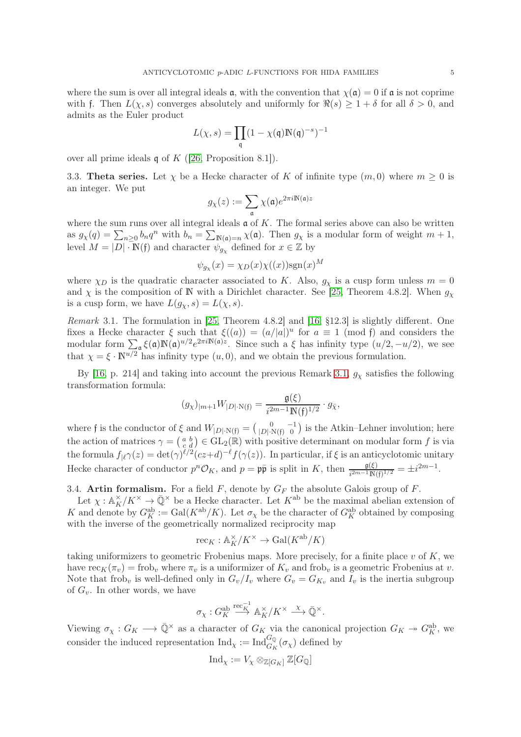where the sum is over all integral ideals $\mathfrak{a}$, with the convention that $\chi(\mathfrak{a}) = 0$ if $\mathfrak{a}$ is not coprime with $\mathfrak{f}$. Then $L(\chi, s)$ converges absolutely and uniformly for $\Re(s) \geq 1 + \delta$ for all $\delta > 0$, and admits as the Euler product

$$L(\chi, s) = \prod_{\mathfrak{q}} (1 - \chi(\mathfrak{q})\mathbb{N}(\mathfrak{q})^{-s})^{-1}$$

over all prime ideals $\mathfrak{q}$ of $K$ ([26, Proposition 8.1]).

**3.3. Theta series.** Let $\chi$ be a Hecke character of $K$ of infinite type $(m, 0)$ where $m \geq 0$ is an integer. We put

$$g_\chi(z) := \sum_{\mathfrak{a}} \chi(\mathfrak{a}) e^{2\pi i \mathbb{N}(\mathfrak{a}) z}$$

where the sum runs over all integral ideals $\mathfrak{a}$ of $K$. The formal series above can also be written as $g_\chi(q) = \sum_{n \geq 0} b_n q^n$ with $b_n = \sum_{\mathbb{N}(\mathfrak{a})=n} \chi(\mathfrak{a})$. Then $g_\chi$ is a modular form of weight $m+1$, level $M = |D| \cdot \mathbb{N}(\mathfrak{f})$ and character $\psi_{g_\chi}$ defined for $x \in \mathbb{Z}$ by

$$\psi_{g_\chi}(x) = \chi_D(x)\chi((x))\mathrm{sgn}(x)^M$$

where $\chi_D$ is the quadratic character associated to $K$. Also, $g_\chi$ is a cusp form unless $m = 0$ and $\chi$ is the composition of $\mathbb{N}$ with a Dirichlet character. See [25, Theorem 4.8.2]. When $g_\chi$ is a cusp form, we have $L(g_\chi, s) = L(\chi, s)$.

*Remark* 3.1. The formulation in [25, Theorem 4.8.2] and [16, §12.3] is slightly different. One fixes a Hecke character $\xi$ such that $\xi((a)) = (a/|a|)^u$ for $a \equiv 1 \pmod{\mathfrak{f}}$ and considers the modular form $\sum_{\mathfrak{a}} \xi(\mathfrak{a})\mathbb{N}(\mathfrak{a})^{u/2} e^{2\pi i \mathbb{N}(\mathfrak{a}) z}$. Since such a $\xi$ has infinity type $(u/2, -u/2)$, we see that $\chi = \xi \cdot \mathbb{N}^{u/2}$ has infinity type $(u, 0)$, and we obtain the previous formulation.

By [16, p. 214] and taking into account the previous Remark 3.1, $g_\chi$ satisfies the following transformation formula:

$$(g_\chi)_{|m+1} W_{|D|\cdot \mathrm{N}(\mathfrak{f})} = \frac{\mathfrak{g}(\xi)}{i^{2m-1}\mathbb{N}(\mathfrak{f})^{1/2}} \cdot g_{\bar{\chi}},$$

where $\mathfrak{f}$ is the conductor of $\xi$ and $W_{|D|\cdot \mathrm{N}(\mathfrak{f})} = \left(\begin{smallmatrix} 0 & -1 \\ |D|\cdot \mathrm{N}(\mathfrak{f}) & 0 \end{smallmatrix}\right)$ is the Atkin–Lehner involution; here the action of matrices $\gamma = \left(\begin{smallmatrix} a & b \\ c & d \end{smallmatrix}\right) \in \mathrm{GL}_2(\mathbb{R})$ with positive determinant on modular form $f$ is via the formula $f_{|\ell}\gamma(z) = \det(\gamma)^{\ell/2}(cz+d)^{-\ell} f(\gamma(z))$. In particular, if $\xi$ is an anticyclotomic unitary Hecke character of conductor $p^n\mathcal{O}_K$, and $p = \mathfrak{p}\bar{\mathfrak{p}}$ is split in $K$, then $\frac{\mathfrak{g}(\xi)}{i^{2m-1}\mathbb{N}(\mathfrak{f})^{1/2}} = \pm i^{2m-1}$.

**3.4. Artin formalism.** For a field $F$, denote by $G_F$ the absolute Galois group of $F$.

Let $\chi : \mathbb{A}_K^\times / K^\times \longrightarrow \bar{\mathbb{Q}}^\times$ be a Hecke character. Let $K^{\mathrm{ab}}$ be the maximal abelian extension of $K$ and denote by $G_K^{\mathrm{ab}} := \mathrm{Gal}(K^{\mathrm{ab}}/K)$. Let $\sigma_\chi$ be the character of $G_K^{\mathrm{ab}}$ obtained by composing with the inverse of the geometrically normalized reciprocity map

$$\mathrm{rec}_K : \mathbb{A}_K^\times / K^\times \to \mathrm{Gal}(K^{\mathrm{ab}}/K)$$

taking uniformizers to geometric Frobenius maps. More precisely, for a finite place $v$ of $K$, we have $\mathrm{rec}_K(\pi_v) = \mathrm{frob}_v$ where $\pi_v$ is a uniformizer of $K_v$ and $\mathrm{frob}_v$ is a geometric Frobenius at $v$. Note that $\mathrm{frob}_v$ is well-defined only in $G_v/I_v$ where $G_v = G_{K_v}$ and $I_v$ is the inertia subgroup of $G_v$. In other words, we have

$$\sigma_\chi : G_K^{\mathrm{ab}} \overset{\mathrm{rec}_K^{-1}}{\longrightarrow} \mathbb{A}_K^\times / K^\times \overset{\chi}{\longrightarrow} \bar{\mathbb{Q}}^\times.$$

Viewing $\sigma_\chi : G_K \longrightarrow \bar{\mathbb{Q}}^\times$ as a character of $G_K$ via the canonical projection $G_K \twoheadrightarrow G_K^{\mathrm{ab}}$, we consider the induced representation $\mathrm{Ind}_\chi := \mathrm{Ind}_{G_K}^{G_\mathbb{Q}}(\sigma_\chi)$ defined by

$$\mathrm{Ind}_\chi := V_\chi \otimes_{\mathbb{Z}[G_K]} \mathbb{Z}[G_\mathbb{Q}]$$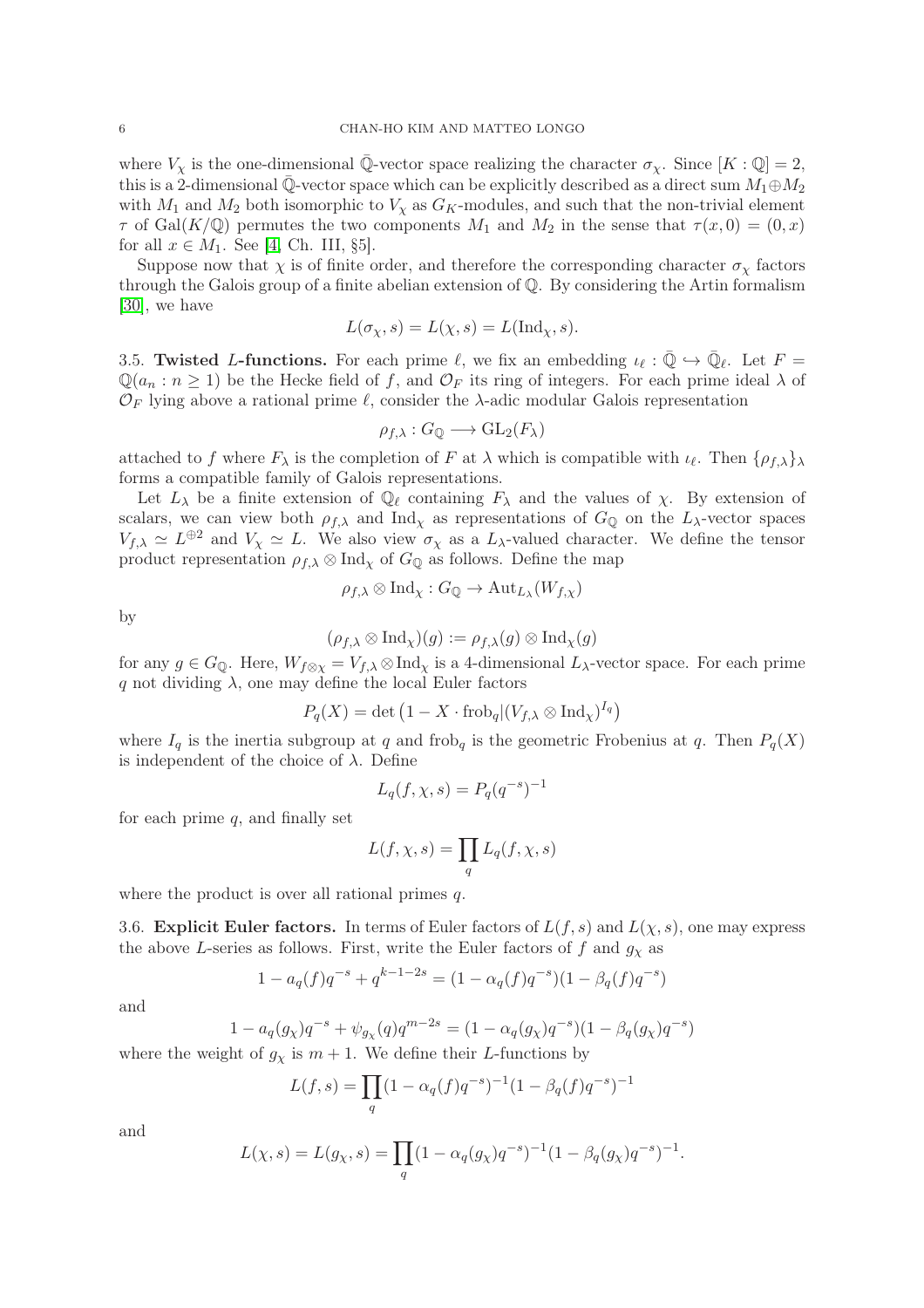where $V_\chi$ is the one-dimensional $\bar{\mathbb{Q}}$-vector space realizing the character $\sigma_\chi$. Since $[K:\mathbb{Q}]=2$, this is a 2-dimensional $\bar{\mathbb{Q}}$-vector space which can be explicitly described as a direct sum $M_1 \oplus M_2$ with $M_1$ and $M_2$ both isomorphic to $V_\chi$ as $G_K$-modules, and such that the non-trivial element $\tau$ of $\mathrm{Gal}(K/\mathbb{Q})$ permutes the two components $M_1$ and $M_2$ in the sense that $\tau(x,0)=(0,x)$ for all $x \in M_1$. See [4, Ch. III, §5].

Suppose now that $\chi$ is of finite order, and therefore the corresponding character $\sigma_\chi$ factors through the Galois group of a finite abelian extension of $\mathbb{Q}$. By considering the Artin formalism [30], we have

$$L(\sigma_\chi, s) = L(\chi, s) = L(\mathrm{Ind}_\chi, s).$$

**3.5. Twisted $L$-functions.** For each prime $\ell$, we fix an embedding $\iota_\ell : \bar{\mathbb{Q}} \hookrightarrow \bar{\mathbb{Q}}_\ell$. Let $F = \mathbb{Q}(a_n : n \geq 1)$ be the Hecke field of $f$, and $\mathcal{O}_F$ its ring of integers. For each prime ideal $\lambda$ of $\mathcal{O}_F$ lying above a rational prime $\ell$, consider the $\lambda$-adic modular Galois representation

$$\rho_{f,\lambda} : G_{\mathbb{Q}} \longrightarrow \mathrm{GL}_2(F_\lambda)$$

attached to $f$ where $F_\lambda$ is the completion of $F$ at $\lambda$ which is compatible with $\iota_\ell$. Then $\{\rho_{f,\lambda}\}_\lambda$ forms a compatible family of Galois representations.

Let $L_\lambda$ be a finite extension of $\mathbb{Q}_\ell$ containing $F_\lambda$ and the values of $\chi$. By extension of scalars, we can view both $\rho_{f,\lambda}$ and $\mathrm{Ind}_\chi$ as representations of $G_{\mathbb{Q}}$ on the $L_\lambda$-vector spaces $V_{f,\lambda} \simeq L^{\oplus 2}$ and $V_\chi \simeq L$. We also view $\sigma_\chi$ as a $L_\lambda$-valued character. We define the tensor product representation $\rho_{f,\lambda} \otimes \mathrm{Ind}_\chi$ of $G_{\mathbb{Q}}$ as follows. Define the map

$$\rho_{f,\lambda} \otimes \mathrm{Ind}_\chi : G_{\mathbb{Q}} \to \mathrm{Aut}_{L_\lambda}(W_{f,\chi})$$

by

$$(\rho_{f,\lambda} \otimes \mathrm{Ind}_\chi)(g) := \rho_{f,\lambda}(g) \otimes \mathrm{Ind}_\chi(g)$$

for any $g \in G_{\mathbb{Q}}$. Here, $W_{f\otimes\chi} = V_{f,\lambda} \otimes \mathrm{Ind}_\chi$ is a 4-dimensional $L_\lambda$-vector space. For each prime $q$ not dividing $\lambda$, one may define the local Euler factors

$$P_q(X) = \det\left(1 - X \cdot \mathrm{frob}_q | (V_{f,\lambda} \otimes \mathrm{Ind}_\chi)^{I_q}\right)$$

where $I_q$ is the inertia subgroup at $q$ and $\mathrm{frob}_q$ is the geometric Frobenius at $q$. Then $P_q(X)$ is independent of the choice of $\lambda$. Define

$$L_q(f,\chi,s) = P_q(q^{-s})^{-1}$$

for each prime $q$, and finally set

$$L(f,\chi,s) = \prod_q L_q(f,\chi,s)$$

where the product is over all rational primes $q$.

**3.6. Explicit Euler factors.** In terms of Euler factors of $L(f,s)$ and $L(\chi,s)$, one may express the above $L$-series as follows. First, write the Euler factors of $f$ and $g_\chi$ as

$$1 - a_q(f)q^{-s} + q^{k-1-2s} = (1-\alpha_q(f)q^{-s})(1-\beta_q(f)q^{-s})$$

and

$$1 - a_q(g_\chi)q^{-s} + \psi_{g_\chi}(q)q^{m-2s} = (1-\alpha_q(g_\chi)q^{-s})(1-\beta_q(g_\chi)q^{-s})$$

where the weight of $g_\chi$ is $m+1$. We define their $L$-functions by

$$L(f,s) = \prod_q (1-\alpha_q(f)q^{-s})^{-1}(1-\beta_q(f)q^{-s})^{-1}$$

and

$$L(\chi,s) = L(g_\chi,s) = \prod_q (1-\alpha_q(g_\chi)q^{-s})^{-1}(1-\beta_q(g_\chi)q^{-s})^{-1}.$$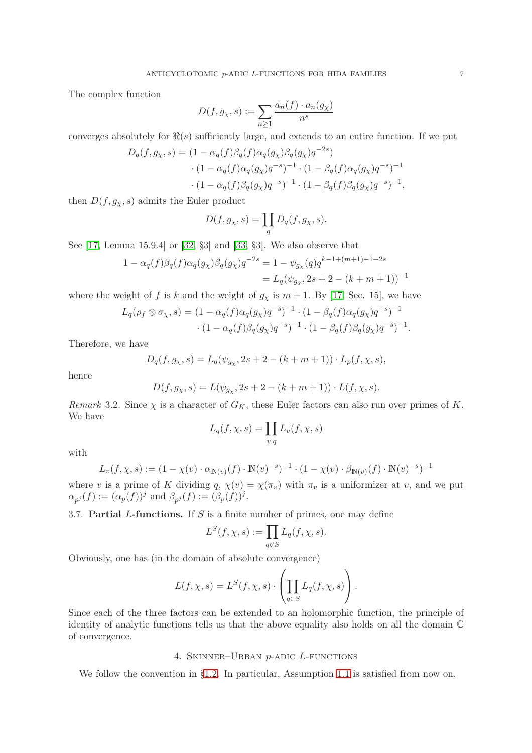The complex function

$$D(f, g_\chi, s) := \sum_{n \geq 1} \frac{a_n(f) \cdot a_n(g_\chi)}{n^s}$$

converges absolutely for $\Re(s)$ sufficiently large, and extends to an entire function. If we put

$$\begin{aligned} D_q(f, g_\chi, s) = & (1 - \alpha_q(f)\beta_q(f)\alpha_q(g_\chi)\beta_q(g_\chi)q^{-2s}) \\ & \cdot (1 - \alpha_q(f)\alpha_q(g_\chi)q^{-s})^{-1} \cdot (1 - \beta_q(f)\alpha_q(g_\chi)q^{-s})^{-1} \\ & \cdot (1 - \alpha_q(f)\beta_q(g_\chi)q^{-s})^{-1} \cdot (1 - \beta_q(f)\beta_q(g_\chi)q^{-s})^{-1}, \end{aligned}$$

then $D(f, g_\chi, s)$ admits the Euler product

$$D(f, g_\chi, s) = \prod_q D_q(f, g_\chi, s).$$

See [17, Lemma 15.9.4] or [32, §3] and [33, §3]. We also observe that

$$\begin{aligned} 1 - \alpha_q(f)\beta_q(f)\alpha_q(g_\chi)\beta_q(g_\chi)q^{-2s} &= 1 - \psi_{g_\chi}(q)q^{k-1+(m+1)-1-2s} \\ &= L_q(\psi_{g_\chi}, 2s + 2 - (k + m + 1))^{-1} \end{aligned}$$

where the weight of $f$ is $k$ and the weight of $g_\chi$ is $m + 1$. By [17, Sec. 15], we have

$$\begin{aligned} L_q(\rho_f \otimes \sigma_\chi, s) = & (1 - \alpha_q(f)\alpha_q(g_\chi)q^{-s})^{-1} \cdot (1 - \beta_q(f)\alpha_q(g_\chi)q^{-s})^{-1} \\ & \cdot (1 - \alpha_q(f)\beta_q(g_\chi)q^{-s})^{-1} \cdot (1 - \beta_q(f)\beta_q(g_\chi)q^{-s})^{-1}. \end{aligned}$$

Therefore, we have

$$D_q(f, g_\chi, s) = L_q(\psi_{g_\chi}, 2s + 2 - (k + m + 1)) \cdot L_p(f, \chi, s),$$

hence

$$D(f, g_\chi, s) = L(\psi_{g_\chi}, 2s + 2 - (k + m + 1)) \cdot L(f, \chi, s).$$

*Remark* 3.2. Since $\chi$ is a character of $G_K$, these Euler factors can also run over primes of $K$. We have

$$L_q(f, \chi, s) = \prod_{v | q} L_v(f, \chi, s)$$

with

$$L_v(f, \chi, s) := (1 - \chi(v) \cdot \alpha_{\mathbb{N}(v)}(f) \cdot \mathbb{N}(v)^{-s})^{-1} \cdot (1 - \chi(v) \cdot \beta_{\mathbb{N}(v)}(f) \cdot \mathbb{N}(v)^{-s})^{-1}$$

where $v$ is a prime of $K$ dividing $q$, $\chi(v) = \chi(\pi_v)$ with $\pi_v$ is a uniformizer at $v$, and we put $\alpha_{p^j}(f) := (\alpha_p(f))^j$ and $\beta_{p^j}(f) := (\beta_p(f))^j$.

3.7. **Partial $L$-functions.** If $S$ is a finite number of primes, one may define

$$L^S(f, \chi, s) := \prod_{q \notin S} L_q(f, \chi, s).$$

Obviously, one has (in the domain of absolute convergence)

$$L(f, \chi, s) = L^S(f, \chi, s) \cdot \left( \prod_{q \in S} L_q(f, \chi, s) \right).$$

Since each of the three factors can be extended to an holomorphic function, the principle of identity of analytic functions tells us that the above equality also holds on all the domain $\mathbb{C}$ of convergence.

## 4. Skinner–Urban $p$-adic $L$-functions

We follow the convention in §1.2. In particular, Assumption 1.1 is satisfied from now on.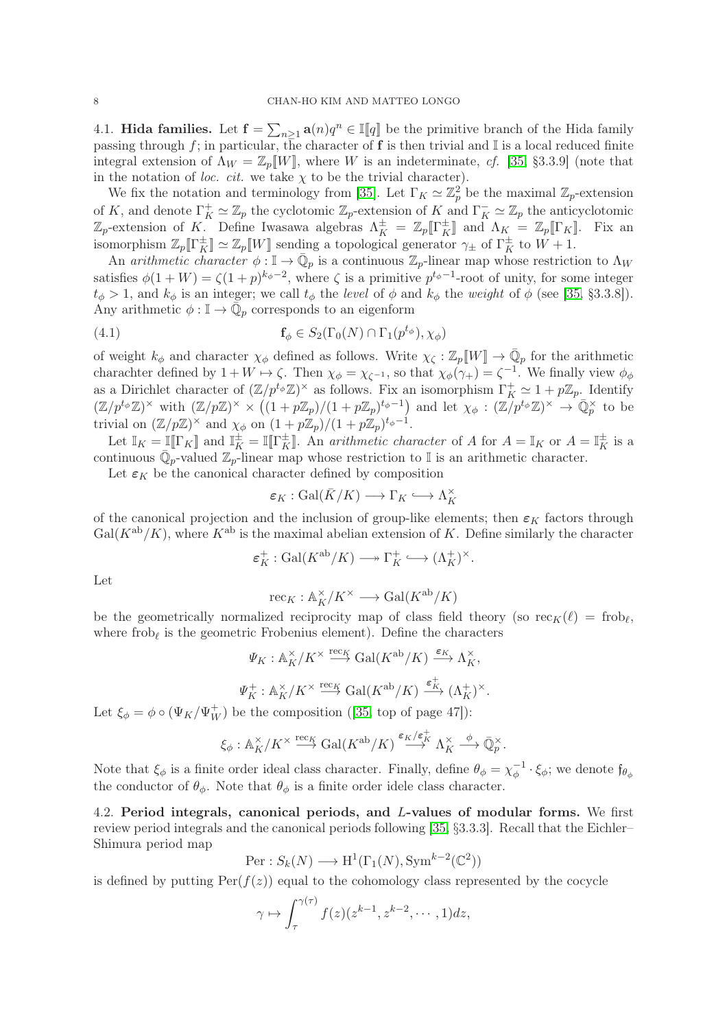4.1. **Hida families.** Let $\mathbf{f} = \sum_{n\geq 1} \mathbf{a}(n)q^n \in \mathbb{I}[\![q]\!]$ be the primitive branch of the Hida family passing through $f$; in particular, the character of $\mathbf{f}$ is then trivial and $\mathbb{I}$ is a local reduced finite integral extension of $\Lambda_W = \mathbb{Z}_p[\![W]\!]$, where $W$ is an indeterminate, *cf.* [35, §3.3.9] (note that in the notation of *loc. cit.* we take $\chi$ to be the trivial character).

We fix the notation and terminology from [35]. Let $\Gamma_K \simeq \mathbb{Z}_p^2$ be the maximal $\mathbb{Z}_p$-extension of $K$, and denote $\Gamma_K^+ \simeq \mathbb{Z}_p$ the cyclotomic $\mathbb{Z}_p$-extension of $K$ and $\Gamma_K^- \simeq \mathbb{Z}_p$ the anticyclotomic $\mathbb{Z}_p$-extension of $K$. Define Iwasawa algebras $\Lambda_K^\pm = \mathbb{Z}_p[\![\Gamma_K^\pm]\!]$ and $\Lambda_K = \mathbb{Z}_p[\![\Gamma_K]\!]$. Fix an isomorphism $\mathbb{Z}_p[\![\Gamma_K^\pm]\!] \simeq \mathbb{Z}_p[\![W]\!]$ sending a topological generator $\gamma_\pm$ of $\Gamma_K^\pm$ to $W+1$.

An *arithmetic character* $\phi : \mathbb{I} \to \bar{\mathbb{Q}}_p$ is a continuous $\mathbb{Z}_p$-linear map whose restriction to $\Lambda_W$ satisfies $\phi(1+W) = \zeta(1+p)^{k_\phi - 2}$, where $\zeta$ is a primitive $p^{t_\phi - 1}$-root of unity, for some integer $t_\phi > 1$, and $k_\phi$ is an integer; we call $t_\phi$ the *level* of $\phi$ and $k_\phi$ the *weight* of $\phi$ (see [35, §3.3.8]). Any arithmetic $\phi : \mathbb{I} \to \bar{\mathbb{Q}}_p$ corresponds to an eigenform

$$\mathbf{f}_\phi \in S_2(\Gamma_0(N) \cap \Gamma_1(p^{t_\phi}), \chi_\phi) \tag{4.1}$$

of weight $k_\phi$ and character $\chi_\phi$ defined as follows. Write $\chi_\zeta : \mathbb{Z}_p[\![W]\!] \to \bar{\mathbb{Q}}_p$ for the arithmetic charachter defined by $1 + W \mapsto \zeta$. Then $\chi_\phi = \chi_{\zeta^{-1}}$, so that $\chi_\phi(\gamma_+) = \zeta^{-1}$. We finally view $\phi_\phi$ as a Dirichlet character of $(\mathbb{Z}/p^{t_\phi}\mathbb{Z})^\times$ as follows. Fix an isomorphism $\Gamma_K^+ \simeq 1 + p\mathbb{Z}_p$. Identify $(\mathbb{Z}/p^{t_\phi}\mathbb{Z})^\times$ with $(\mathbb{Z}/p\mathbb{Z})^\times \times \left((1+p\mathbb{Z}_p)/(1+p\mathbb{Z}_p)^{t_\phi - 1}\right)$ and let $\chi_\phi : (\mathbb{Z}/p^{t_\phi}\mathbb{Z})^\times \to \bar{\mathbb{Q}}_p^\times$ to be trivial on $(\mathbb{Z}/p\mathbb{Z})^\times$ and $\chi_\phi$ on $(1+p\mathbb{Z}_p)/(1+p\mathbb{Z}_p)^{t_\phi - 1}$.

Let $\mathbb{I}_K = \mathbb{I}[\![\Gamma_K]\!]$ and $\mathbb{I}_K^\pm = \mathbb{I}[\![\Gamma_K^\pm]\!]$. An *arithmetic character* of $A$ for $A = \mathbb{I}_K$ or $A = \mathbb{I}_K^\pm$ is a continuous $\bar{\mathbb{Q}}_p$-valued $\mathbb{Z}_p$-linear map whose restriction to $\mathbb{I}$ is an arithmetic character.

Let $\boldsymbol{\varepsilon}_K$ be the canonical character defined by composition

$$\boldsymbol{\varepsilon}_K : \mathrm{Gal}(\bar{K}/K) \longrightarrow \Gamma_K \hookrightarrow \Lambda_K^\times$$

of the canonical projection and the inclusion of group-like elements; then $\boldsymbol{\varepsilon}_K$ factors through $\mathrm{Gal}(K^{\mathrm{ab}}/K)$, where $K^{\mathrm{ab}}$ is the maximal abelian extension of $K$. Define similarly the character

$$\boldsymbol{\varepsilon}_K^+ : \mathrm{Gal}(K^{\mathrm{ab}}/K) \twoheadrightarrow \Gamma_K^+ \hookrightarrow (\Lambda_K^+)^\times.$$

Let

$$\mathrm{rec}_K : \mathbb{A}_K^\times / K^\times \longrightarrow \mathrm{Gal}(K^{\mathrm{ab}}/K)$$

be the geometrically normalized reciprocity map of class field theory (so $\mathrm{rec}_K(\ell) = \mathrm{frob}_\ell$, where $\mathrm{frob}_\ell$ is the geometric Frobenius element). Define the characters

$$\Psi_K : \mathbb{A}_K^\times / K^\times \xrightarrow{\mathrm{rec}_K} \mathrm{Gal}(K^{\mathrm{ab}}/K) \xrightarrow{\boldsymbol{\varepsilon}_K} \Lambda_K^\times,$$

$$\Psi_K^+ : \mathbb{A}_K^\times / K^\times \xrightarrow{\mathrm{rec}_K} \mathrm{Gal}(K^{\mathrm{ab}}/K) \xrightarrow{\boldsymbol{\varepsilon}_K^+} (\Lambda_K^+)^\times.$$

Let $\xi_\phi = \phi \circ (\Psi_K / \Psi_W^+)$ be the composition ([35, top of page 47]):

$$\xi_\phi : \mathbb{A}_K^\times / K^\times \xrightarrow{\mathrm{rec}_K} \mathrm{Gal}(K^{\mathrm{ab}}/K) \xrightarrow{\boldsymbol{\varepsilon}_K / \boldsymbol{\varepsilon}_K^+} \Lambda_K^\times \xrightarrow{\phi} \bar{\mathbb{Q}}_p^\times.$$

Note that $\xi_\phi$ is a finite order ideal class character. Finally, define $\theta_\phi = \chi_\phi^{-1} \cdot \xi_\phi$; we denote $\mathfrak{f}_{\theta_\phi}$ the conductor of $\theta_\phi$. Note that $\theta_\phi$ is a finite order idele class character.

4.2. **Period integrals, canonical periods, and $L$-values of modular forms.** We first review period integrals and the canonical periods following [35, §3.3.3]. Recall that the Eichler–Shimura period map

$$\mathrm{Per} : S_k(N) \longrightarrow \mathrm{H}^1(\Gamma_1(N), \mathrm{Sym}^{k-2}(\mathbb{C}^2))$$

is defined by putting $\mathrm{Per}(f(z))$ equal to the cohomology class represented by the cocycle

$$\gamma \mapsto \int_\tau^{\gamma(\tau)} f(z)(z^{k-1}, z^{k-2}, \cdots, 1)dz,$$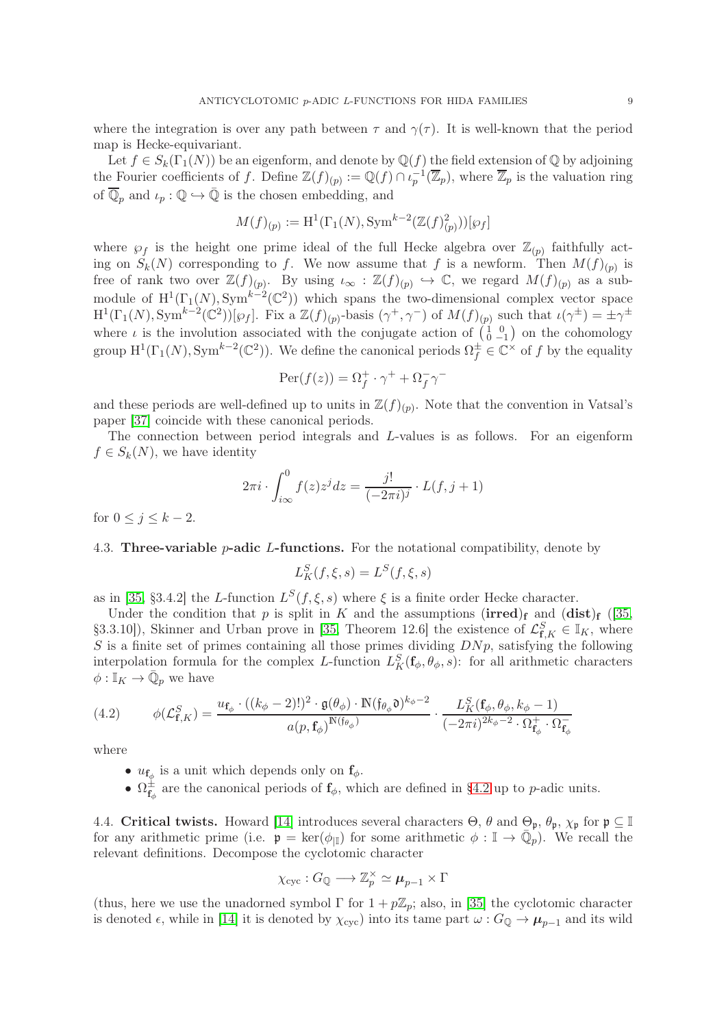where the integration is over any path between $\tau$ and $\gamma(\tau)$. It is well-known that the period map is Hecke-equivariant.

Let $f \in S_k(\Gamma_1(N))$ be an eigenform, and denote by $\mathbb{Q}(f)$ the field extension of $\mathbb{Q}$ by adjoining the Fourier coefficients of $f$. Define $\mathbb{Z}(f)_{(p)} := \mathbb{Q}(f) \cap \iota_p^{-1}(\overline{\mathbb{Z}}_p)$, where $\overline{\mathbb{Z}}_p$ is the valuation ring of $\overline{\mathbb{Q}}_p$ and $\iota_p : \mathbb{Q} \hookrightarrow \bar{\mathbb{Q}}$ is the chosen embedding, and

$$M(f)_{(p)} := \mathrm{H}^1(\Gamma_1(N), \mathrm{Sym}^{k-2}(\mathbb{Z}(f)_{(p)}^2))[\wp_f]$$

where $\wp_f$ is the height one prime ideal of the full Hecke algebra over $\mathbb{Z}_{(p)}$ faithfully acting on $S_k(N)$ corresponding to $f$. We now assume that $f$ is a newform. Then $M(f)_{(p)}$ is free of rank two over $\mathbb{Z}(f)_{(p)}$. By using $\iota_\infty : \mathbb{Z}(f)_{(p)} \hookrightarrow \mathbb{C}$, we regard $M(f)_{(p)}$ as a submodule of $\mathrm{H}^1(\Gamma_1(N), \mathrm{Sym}^{k-2}(\mathbb{C}^2))$ which spans the two-dimensional complex vector space $\mathrm{H}^1(\Gamma_1(N), \mathrm{Sym}^{k-2}(\mathbb{C}^2))[\wp_f]$. Fix a $\mathbb{Z}(f)_{(p)}$-basis $(\gamma^+, \gamma^-)$ of $M(f)_{(p)}$ such that $\iota(\gamma^\pm) = \pm\gamma^\pm$ where $\iota$ is the involution associated with the conjugate action of $\left(\begin{smallmatrix} 1 & 0 \\ 0 & -1 \end{smallmatrix}\right)$ on the cohomology group $\mathrm{H}^1(\Gamma_1(N), \mathrm{Sym}^{k-2}(\mathbb{C}^2))$. We define the canonical periods $\Omega_f^\pm \in \mathbb{C}^\times$ of $f$ by the equality

$$\mathrm{Per}(f(z)) = \Omega_f^+ \cdot \gamma^+ + \Omega_f^- \gamma^-$$

and these periods are well-defined up to units in $\mathbb{Z}(f)_{(p)}$. Note that the convention in Vatsal's paper [37] coincide with these canonical periods.

The connection between period integrals and $L$-values is as follows. For an eigenform $f \in S_k(N)$, we have identity

$$2\pi i \cdot \int_{i\infty}^0 f(z) z^j dz = \frac{j!}{(-2\pi i)^j} \cdot L(f, j+1)$$

for $0 \le j \le k-2$.

### 4.3. Three-variable $p$-adic $L$-functions.

For the notational compatibility, denote by

$$L_K^S(f, \xi, s) = L^S(f, \xi, s)$$

as in [35, §3.4.2] the $L$-function $L^S(f, \xi, s)$ where $\xi$ is a finite order Hecke character.

Under the condition that $p$ is split in $K$ and the assumptions $(\mathbf{irred})_{\mathbf{f}}$ and $(\mathbf{dist})_{\mathbf{f}}$ ([35, §3.3.10]), Skinner and Urban prove in [35, Theorem 12.6] the existence of $\mathcal{L}_{\mathbf{f},K}^S \in \mathbb{I}_K$, where $S$ is a finite set of primes containing all those primes dividing $DNp$, satisfying the following interpolation formula for the complex $L$-function $L_K^S(\mathbf{f}_\phi, \theta_\phi, s)$: for all arithmetic characters $\phi : \mathbb{I}_K \to \bar{\mathbb{Q}}_p$ we have

$$\phi(\mathcal{L}_{\mathbf{f},K}^S) = \frac{u_{\mathbf{f}_\phi} \cdot ((k_\phi - 2)!)^2 \cdot \mathfrak{g}(\theta_\phi) \cdot \mathbb{N}(\mathfrak{f}_{\theta_\phi}\mathfrak{d})^{k_\phi - 2}}{a(p, \mathbf{f}_\phi)^{\mathbb{N}(\mathfrak{f}_{\theta_\phi})}} \cdot \frac{L_K^S(\mathbf{f}_\phi, \theta_\phi, k_\phi - 1)}{(-2\pi i)^{2k_\phi - 2} \cdot \Omega_{\mathbf{f}_\phi}^+ \cdot \Omega_{\mathbf{f}_\phi}^-} \tag{4.2}$$

where

- $u_{\mathbf{f}_\phi}$ is a unit which depends only on $\mathbf{f}_\phi$.
- $\Omega_{\mathbf{f}_\phi}^\pm$ are the canonical periods of $\mathbf{f}_\phi$, which are defined in §4.2 up to $p$-adic units.

### 4.4. Critical twists.

Howard [14] introduces several characters $\Theta$, $\theta$ and $\Theta_\mathfrak{p}$, $\theta_\mathfrak{p}$, $\chi_\mathfrak{p}$ for $\mathfrak{p} \subseteq \mathbb{I}$ for any arithmetic prime (i.e. $\mathfrak{p} = \ker(\phi_{|\mathbb{I}})$ for some arithmetic $\phi : \mathbb{I} \to \bar{\mathbb{Q}}_p$). We recall the relevant definitions. Decompose the cyclotomic character

$$\chi_{\mathrm{cyc}} : G_\mathbb{Q} \longrightarrow \mathbb{Z}_p^\times \simeq \boldsymbol{\mu}_{p-1} \times \Gamma$$

(thus, here we use the unadorned symbol $\Gamma$ for $1 + p\mathbb{Z}_p$; also, in [35] the cyclotomic character is denoted $\epsilon$, while in [14] it is denoted by $\chi_{\mathrm{cyc}}$) into its tame part $\omega : G_\mathbb{Q} \to \boldsymbol{\mu}_{p-1}$ and its wild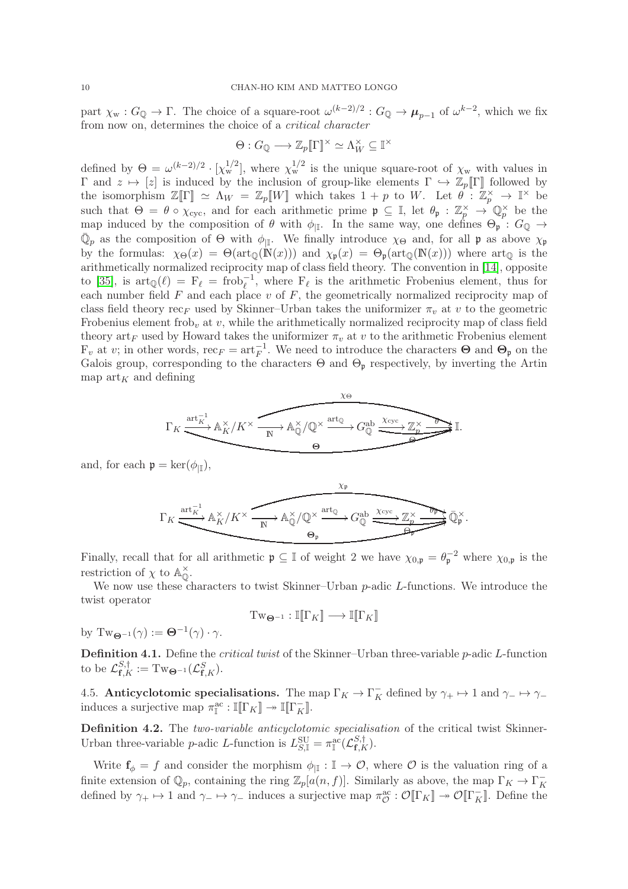part $\chi_{\mathrm{w}} : G_{\mathbb{Q}} \to \Gamma$. The choice of a square-root $\omega^{(k-2)/2} : G_{\mathbb{Q}} \to \boldsymbol{\mu}_{p-1}$ of $\omega^{k-2}$, which we fix from now on, determines the choice of a *critical character*

$$\Theta : G_{\mathbb{Q}} \longrightarrow \mathbb{Z}_p[\![\Gamma]\!]^\times \simeq \Lambda_W^\times \subseteq \mathbb{I}^\times$$

defined by $\Theta = \omega^{(k-2)/2} \cdot [\chi_{\mathrm{w}}^{1/2}]$, where $\chi_{\mathrm{w}}^{1/2}$ is the unique square-root of $\chi_{\mathrm{w}}$ with values in $\Gamma$ and $z \mapsto [z]$ is induced by the inclusion of group-like elements $\Gamma \hookrightarrow \mathbb{Z}_p[\![\Gamma]\!]$ followed by the isomorphism $\mathbb{Z}[\![\Gamma]\!] \simeq \Lambda_W = \mathbb{Z}_p[\![W]\!]$ which takes $1+p$ to $W$. Let $\theta : \mathbb{Z}_p^\times \to \mathbb{I}^\times$ be such that $\Theta = \theta \circ \chi_{\mathrm{cyc}}$, and for each arithmetic prime $\mathfrak{p} \subseteq \mathbb{I}$, let $\theta_{\mathfrak{p}} : \mathbb{Z}_p^\times \to \bar{\mathbb{Q}}_p^\times$ be the map induced by the composition of $\theta$ with $\phi_{|\mathbb{I}}$. In the same way, one defines $\Theta_{\mathfrak{p}} : G_{\mathbb{Q}} \to \bar{\mathbb{Q}}_p$ as the composition of $\Theta$ with $\phi_{|\mathbb{I}}$. We finally introduce $\chi_\Theta$ and, for all $\mathfrak{p}$ as above $\chi_{\mathfrak{p}}$ by the formulas: $\chi_\Theta(x) = \Theta(\mathrm{art}_{\mathbb{Q}}(\mathbb{N}(x)))$ and $\chi_{\mathfrak{p}}(x) = \Theta_{\mathfrak{p}}(\mathrm{art}_{\mathbb{Q}}(\mathbb{N}(x)))$ where $\mathrm{art}_{\mathbb{Q}}$ is the arithmetically normalized reciprocity map of class field theory. The convention in [14], opposite to [35], is $\mathrm{art}_{\mathbb{Q}}(\ell) = \mathrm{F}_\ell = \mathrm{frob}_\ell^{-1}$, where $\mathrm{F}_\ell$ is the arithmetic Frobenius element, thus for each number field $F$ and each place $v$ of $F$, the geometrically normalized reciprocity map of class field theory $\mathrm{rec}_F$ used by Skinner–Urban takes the uniformizer $\pi_v$ at $v$ to the geometric Frobenius element $\mathrm{frob}_v$ at $v$, while the arithmetically normalized reciprocity map of class field theory $\mathrm{art}_F$ used by Howard takes the uniformizer $\pi_v$ at $v$ to the arithmetic Frobenius element $\mathrm{F}_v$ at $v$; in other words, $\mathrm{rec}_F = \mathrm{art}_F^{-1}$. We need to introduce the characters $\boldsymbol{\Theta}$ and $\boldsymbol{\Theta}_{\mathfrak{p}}$ on the Galois group, corresponding to the characters $\Theta$ and $\Theta_{\mathfrak{p}}$ respectively, by inverting the Artin map $\mathrm{art}_K$ and defining

$$\Gamma_K \xrightarrow{\mathrm{art}_K^{-1}} \mathbb{A}_K^\times/K^\times \xrightarrow{\mathbb{N}} \mathbb{A}_{\mathbb{Q}}^\times/\mathbb{Q}^\times \xrightarrow{\mathrm{art}_{\mathbb{Q}}} G_{\mathbb{Q}}^{\mathrm{ab}} \xrightarrow{\chi_{\mathrm{cyc}}} \mathbb{Z}_p^\times \xrightarrow{\theta} \mathbb{I}.$$

(with $\chi_\Theta$ the composite from $\mathbb{A}_K^\times/K^\times$ to $\mathbb{I}$, $\Theta$ the composite from $G_{\mathbb{Q}}^{\mathrm{ab}}$ to $\mathbb{I}$, and $\boldsymbol{\Theta}$ the composite from $\Gamma_K$ to $\mathbb{I}$)

and, for each $\mathfrak{p} = \ker(\phi_{|\mathbb{I}})$,

$$\Gamma_K \xrightarrow{\mathrm{art}_K^{-1}} \mathbb{A}_K^\times/K^\times \xrightarrow{\mathbb{N}} \mathbb{A}_{\mathbb{Q}}^\times/\mathbb{Q}^\times \xrightarrow{\mathrm{art}_{\mathbb{Q}}} G_{\mathbb{Q}}^{\mathrm{ab}} \xrightarrow{\chi_{\mathrm{cyc}}} \mathbb{Z}_p^\times \xrightarrow{\theta_{\mathfrak{p}}} \bar{\mathbb{Q}}_{\mathfrak{p}}^\times.$$

(with $\chi_{\mathfrak{p}}$ the composite from $\mathbb{A}_K^\times/K^\times$ to $\bar{\mathbb{Q}}_{\mathfrak{p}}^\times$, $\Theta_{\mathfrak{p}}$ the composite from $G_{\mathbb{Q}}^{\mathrm{ab}}$, and $\boldsymbol{\Theta}_{\mathfrak{p}}$ the composite from $\Gamma_K$)

Finally, recall that for all arithmetic $\mathfrak{p} \subseteq \mathbb{I}$ of weight 2 we have $\chi_{0,\mathfrak{p}} = \theta_{\mathfrak{p}}^{-2}$ where $\chi_{0,\mathfrak{p}}$ is the restriction of $\chi$ to $\mathbb{A}_{\mathbb{Q}}^\times$.

We now use these characters to twist Skinner–Urban $p$-adic $L$-functions. We introduce the twist operator

$$\mathrm{Tw}_{\boldsymbol{\Theta}^{-1}} : \mathbb{I}[\![\Gamma_K]\!] \longrightarrow \mathbb{I}[\![\Gamma_K]\!]$$

by $\mathrm{Tw}_{\boldsymbol{\Theta}^{-1}}(\gamma) := \boldsymbol{\Theta}^{-1}(\gamma) \cdot \gamma$.

**Definition 4.1.** Define the *critical twist* of the Skinner–Urban three-variable $p$-adic $L$-function to be $\mathcal{L}_{\mathbf{f},K}^{S,\dagger} := \mathrm{Tw}_{\boldsymbol{\Theta}^{-1}}(\mathcal{L}_{\mathbf{f},K}^S)$.

## 4.5. Anticyclotomic specialisations.

The map $\Gamma_K \to \Gamma_K^-$ defined by $\gamma_+ \mapsto 1$ and $\gamma_- \mapsto \gamma_-$ induces a surjective map $\pi_{\mathbb{I}}^{\mathrm{ac}} : \mathbb{I}[\![\Gamma_K]\!] \twoheadrightarrow \mathbb{I}[\![\Gamma_K^-]\!]$.

**Definition 4.2.** The *two-variable anticyclotomic specialisation* of the critical twist Skinner-Urban three-variable $p$-adic $L$-function is $L_{S,\mathbb{I}}^{\mathrm{SU}} = \pi_{\mathbb{I}}^{\mathrm{ac}}(\mathcal{L}_{\mathbf{f},K}^{S,\dagger})$.

Write $\mathbf{f}_\phi = f$ and consider the morphism $\phi_{|\mathbb{I}} : \mathbb{I} \to \mathcal{O}$, where $\mathcal{O}$ is the valuation ring of a finite extension of $\mathbb{Q}_p$, containing the ring $\mathbb{Z}_p[a(n,f)]$. Similarly as above, the map $\Gamma_K \to \Gamma_K^-$ defined by $\gamma_+ \mapsto 1$ and $\gamma_- \mapsto \gamma_-$ induces a surjective map $\pi_{\mathcal{O}}^{\mathrm{ac}} : \mathcal{O}[\![\Gamma_K]\!] \twoheadrightarrow \mathcal{O}[\![\Gamma_K^-]\!]$. Define the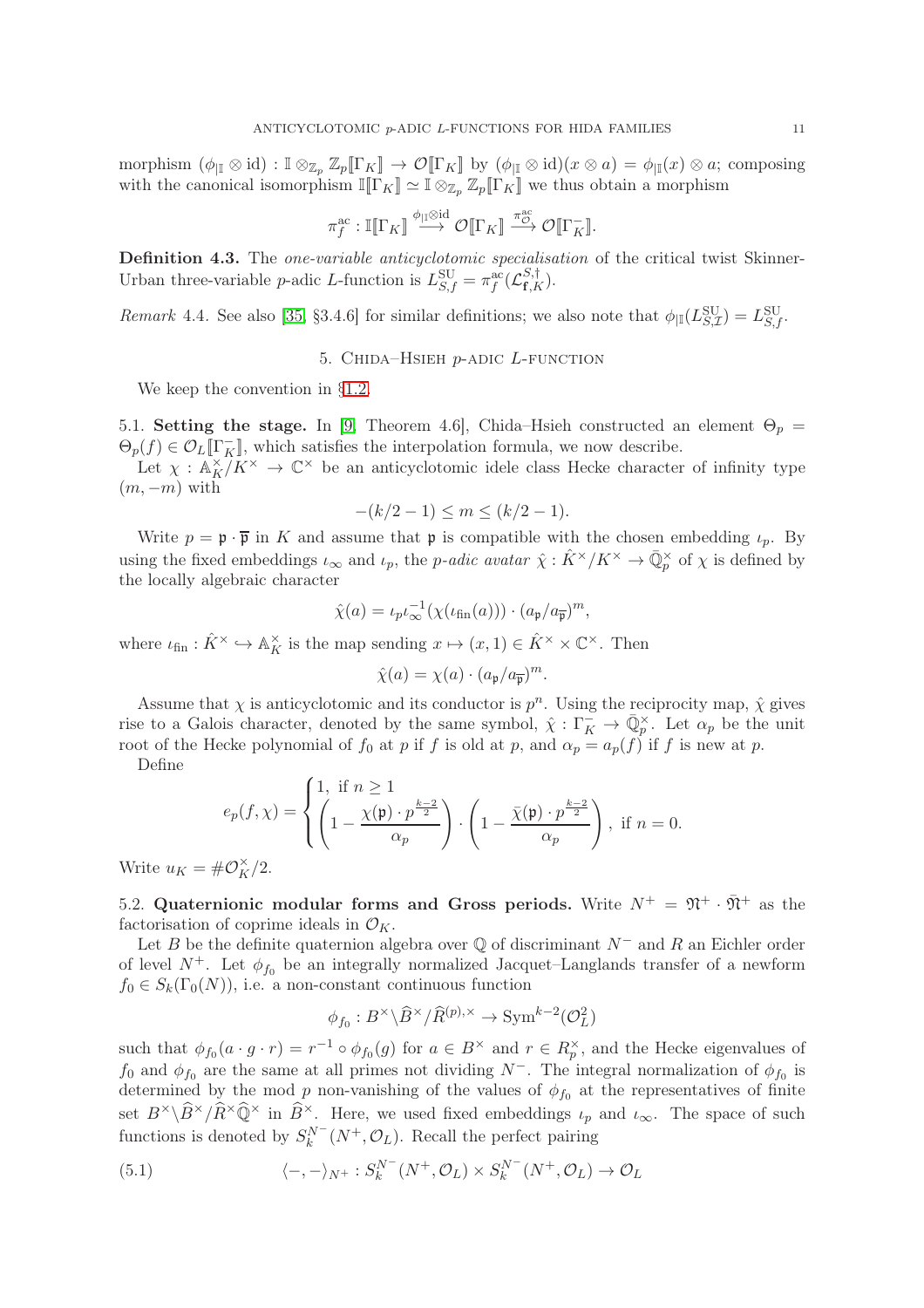morphism $(\phi_{|\mathbb{I}} \otimes \mathrm{id}) : \mathbb{I} \otimes_{\mathbb{Z}_p} \mathbb{Z}_p[\![\Gamma_K]\!] \to \mathcal{O}[\![\Gamma_K]\!]$ by $(\phi_{|\mathbb{I}} \otimes \mathrm{id})(x \otimes a) = \phi_{|\mathbb{I}}(x) \otimes a$; composing with the canonical isomorphism $\mathbb{I}[\![\Gamma_K]\!] \simeq \mathbb{I} \otimes_{\mathbb{Z}_p} \mathbb{Z}_p[\![\Gamma_K]\!]$ we thus obtain a morphism

$$\pi_f^{\mathrm{ac}} : \mathbb{I}[\![\Gamma_K]\!] \xrightarrow{\phi_{|\mathbb{I}} \otimes \mathrm{id}} \mathcal{O}[\![\Gamma_K]\!] \xrightarrow{\pi_{\mathcal{O}}^{\mathrm{ac}}} \mathcal{O}[\![\Gamma_K^-]\!].$$

**Definition 4.3.** The *one-variable anticyclotomic specialisation* of the critical twist Skinner-Urban three-variable $p$-adic $L$-function is $L_{S,f}^{\mathrm{SU}} = \pi_f^{\mathrm{ac}}(\mathcal{L}_{\mathbf{f},K}^{S,\dagger})$.

*Remark* 4.4. See also [35, §3.4.6] for similar definitions; we also note that $\phi_{|\mathbb{I}}(L_{S,\mathcal{I}}^{\mathrm{SU}}) = L_{S,f}^{\mathrm{SU}}$.

## 5. Chida–Hsieh $p$-adic $L$-function

We keep the convention in §1.2.

**5.1. Setting the stage.** In [9, Theorem 4.6], Chida–Hsieh constructed an element $\Theta_p = \Theta_p(f) \in \mathcal{O}_L[\![\Gamma_K^-]\!]$, which satisfies the interpolation formula, we now describe.

Let $\chi : \mathbb{A}_K^\times / K^\times \to \mathbb{C}^\times$ be an anticyclotomic idele class Hecke character of infinity type $(m, -m)$ with

$$-(k/2-1) \leq m \leq (k/2-1).$$

Write $p = \mathfrak{p} \cdot \overline{\mathfrak{p}}$ in $K$ and assume that $\mathfrak{p}$ is compatible with the chosen embedding $\iota_p$. By using the fixed embeddings $\iota_\infty$ and $\iota_p$, the *$p$-adic avatar* $\hat{\chi} : \hat{K}^\times / K^\times \to \bar{\mathbb{Q}}_p^\times$ of $\chi$ is defined by the locally algebraic character

$$\hat{\chi}(a) = \iota_p \iota_\infty^{-1}(\chi(\iota_{\mathrm{fin}}(a))) \cdot (a_{\mathfrak{p}}/a_{\overline{\mathfrak{p}}})^m,$$

where $\iota_{\mathrm{fin}} : \hat{K}^\times \hookrightarrow \mathbb{A}_K^\times$ is the map sending $x \mapsto (x, 1) \in \hat{K}^\times \times \mathbb{C}^\times$. Then

$$\hat{\chi}(a) = \chi(a) \cdot (a_{\mathfrak{p}}/a_{\overline{\mathfrak{p}}})^m.$$

Assume that $\chi$ is anticyclotomic and its conductor is $p^n$. Using the reciprocity map, $\hat{\chi}$ gives rise to a Galois character, denoted by the same symbol, $\hat{\chi} : \Gamma_K^- \to \bar{\mathbb{Q}}_p^\times$. Let $\alpha_p$ be the unit root of the Hecke polynomial of $f_0$ at $p$ if $f$ is old at $p$, and $\alpha_p = a_p(f)$ if $f$ is new at $p$.

Define

$$e_p(f,\chi) = \begin{cases} 1, \text{ if } n \geq 1 \\ \left(1 - \dfrac{\chi(\mathfrak{p}) \cdot p^{\frac{k-2}{2}}}{\alpha_p}\right) \cdot \left(1 - \dfrac{\bar{\chi}(\mathfrak{p}) \cdot p^{\frac{k-2}{2}}}{\alpha_p}\right), \text{ if } n = 0. \end{cases}$$

Write $u_K = \#\mathcal{O}_K^\times / 2$.

**5.2. Quaternionic modular forms and Gross periods.** Write $N^+ = \mathfrak{N}^+ \cdot \bar{\mathfrak{N}}^+$ as the factorisation of coprime ideals in $\mathcal{O}_K$.

Let $B$ be the definite quaternion algebra over $\mathbb{Q}$ of discriminant $N^-$ and $R$ an Eichler order of level $N^+$. Let $\phi_{f_0}$ be an integrally normalized Jacquet–Langlands transfer of a newform $f_0 \in S_k(\Gamma_0(N))$, i.e. a non-constant continuous function

$$\phi_{f_0} : B^\times \backslash \widehat{B}^\times / \widehat{R}^{(p),\times} \to \mathrm{Sym}^{k-2}(\mathcal{O}_L^2)$$

such that $\phi_{f_0}(a \cdot g \cdot r) = r^{-1} \circ \phi_{f_0}(g)$ for $a \in B^\times$ and $r \in R_p^\times$, and the Hecke eigenvalues of $f_0$ and $\phi_{f_0}$ are the same at all primes not dividing $N^-$. The integral normalization of $\phi_{f_0}$ is determined by the mod $p$ non-vanishing of the values of $\phi_{f_0}$ at the representatives of finite set $B^\times \backslash \widehat{B}^\times / \widehat{R}^\times \widehat{\mathbb{Q}}^\times$ in $\widehat{B}^\times$. Here, we used fixed embeddings $\iota_p$ and $\iota_\infty$. The space of such functions is denoted by $S_k^{N^-}(N^+, \mathcal{O}_L)$. Recall the perfect pairing

$$\langle -, - \rangle_{N^+} : S_k^{N^-}(N^+, \mathcal{O}_L) \times S_k^{N^-}(N^+, \mathcal{O}_L) \to \mathcal{O}_L \tag{5.1}$$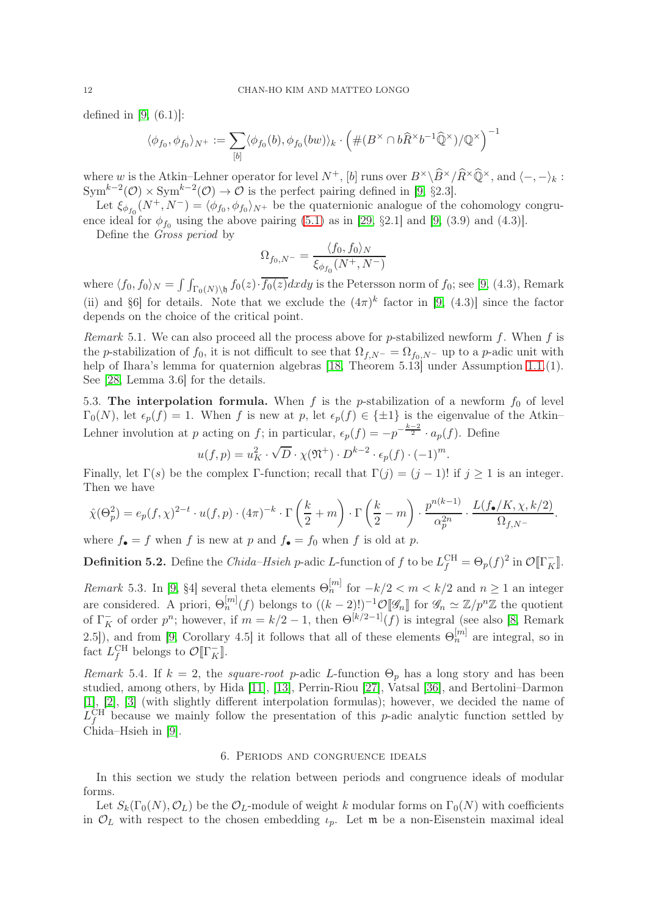defined in [9, (6.1)]:

$$\langle \phi_{f_0}, \phi_{f_0} \rangle_{N^+} := \sum_{[b]} \langle \phi_{f_0}(b), \phi_{f_0}(bw) \rangle_k \cdot \left( \#(B^\times \cap b\widehat{R}^\times b^{-1} \widehat{\mathbb{Q}}^\times)/\mathbb{Q}^\times \right)^{-1}$$

where $w$ is the Atkin–Lehner operator for level $N^+$, $[b]$ runs over $B^\times \backslash \widehat{B}^\times / \widehat{R}^\times \widehat{\mathbb{Q}}^\times$, and $\langle -, - \rangle_k : \mathrm{Sym}^{k-2}(\mathcal{O}) \times \mathrm{Sym}^{k-2}(\mathcal{O}) \to \mathcal{O}$ is the perfect pairing defined in [9, §2.3].

Let $\xi_{\phi_{f_0}}(N^+, N^-) = \langle \phi_{f_0}, \phi_{f_0} \rangle_{N^+}$ be the quaternionic analogue of the cohomology congruence ideal for $\phi_{f_0}$ using the above pairing (5.1) as in [29, §2.1] and [9, (3.9) and (4.3)].

Define the *Gross period* by

$$\Omega_{f_0, N^-} = \frac{\langle f_0, f_0 \rangle_N}{\xi_{\phi_{f_0}}(N^+, N^-)}$$

where $\langle f_0, f_0 \rangle_N = \int\int_{\Gamma_0(N)\backslash \mathfrak{h}} f_0(z) \cdot \overline{f_0(z)} dxdy$ is the Petersson norm of $f_0$; see [9, (4.3), Remark (ii) and §6] for details. Note that we exclude the $(4\pi)^k$ factor in [9, (4.3)] since the factor depends on the choice of the critical point.

*Remark* 5.1. We can also proceed all the process above for $p$-stabilized newform $f$. When $f$ is the $p$-stabilization of $f_0$, it is not difficult to see that $\Omega_{f,N^-} = \Omega_{f_0,N^-}$ up to a $p$-adic unit with help of Ihara's lemma for quaternion algebras [18, Theorem 5.13] under Assumption 1.1.(1). See [28, Lemma 3.6] for the details.

5.3. **The interpolation formula.** When $f$ is the $p$-stabilization of a newform $f_0$ of level $\Gamma_0(N)$, let $\epsilon_p(f) = 1$. When $f$ is new at $p$, let $\epsilon_p(f) \in \{\pm 1\}$ is the eigenvalue of the Atkin–Lehner involution at $p$ acting on $f$; in particular, $\epsilon_p(f) = -p^{-\frac{k-2}{2}} \cdot a_p(f)$. Define

$$u(f, p) = u_K^2 \cdot \sqrt{D} \cdot \chi(\mathfrak{N}^+) \cdot D^{k-2} \cdot \epsilon_p(f) \cdot (-1)^m.$$

Finally, let $\Gamma(s)$ be the complex $\Gamma$-function; recall that $\Gamma(j) = (j-1)!$ if $j \geq 1$ is an integer. Then we have

$$\hat{\chi}(\Theta_p^2) = e_p(f, \chi)^{2-t} \cdot u(f, p) \cdot (4\pi)^{-k} \cdot \Gamma\left(\frac{k}{2} + m\right) \cdot \Gamma\left(\frac{k}{2} - m\right) \cdot \frac{p^{n(k-1)}}{\alpha_p^{2n}} \cdot \frac{L(f_\bullet/K, \chi, k/2)}{\Omega_{f,N^-}}.$$

where $f_\bullet = f$ when $f$ is new at $p$ and $f_\bullet = f_0$ when $f$ is old at $p$.

**Definition 5.2.** Define the *Chida–Hsieh* $p$-adic $L$-function of $f$ to be $L^{\mathrm{CH}}_f = \Theta_p(f)^2$ in $\mathcal{O}[\![\Gamma^-_K]\!]$.

*Remark* 5.3. In [9, §4] several theta elements $\Theta^{[m]}_n$ for $-k/2 < m < k/2$ and $n \geq 1$ an integer are considered. A priori, $\Theta^{[m]}_n(f)$ belongs to $((k-2)!)^{-1}\mathcal{O}[\![\mathscr{G}_n]\!]$ for $\mathscr{G}_n \simeq \mathbb{Z}/p^n\mathbb{Z}$ the quotient of $\Gamma^-_K$ of order $p^n$; however, if $m = k/2 - 1$, then $\Theta^{[k/2-1]}(f)$ is integral (see also [8, Remark 2.5]), and from [9, Corollary 4.5] it follows that all of these elements $\Theta^{[m]}_n$ are integral, so in fact $L^{\mathrm{CH}}_f$ belongs to $\mathcal{O}[\![\Gamma^-_K]\!]$.

*Remark* 5.4. If $k = 2$, the *square-root* $p$-adic $L$-function $\Theta_p$ has a long story and has been studied, among others, by Hida [11], [13], Perrin-Riou [27], Vatsal [36], and Bertolini–Darmon [1], [2], [3] (with slightly different interpolation formulas); however, we decided the name of $L^{\mathrm{CH}}_f$ because we mainly follow the presentation of this $p$-adic analytic function settled by Chida–Hsieh in [9].

## 6. Periods and congruence ideals

In this section we study the relation between periods and congruence ideals of modular forms.

Let $S_k(\Gamma_0(N), \mathcal{O}_L)$ be the $\mathcal{O}_L$-module of weight $k$ modular forms on $\Gamma_0(N)$ with coefficients in $\mathcal{O}_L$ with respect to the chosen embedding $\iota_p$. Let $\mathfrak{m}$ be a non-Eisenstein maximal ideal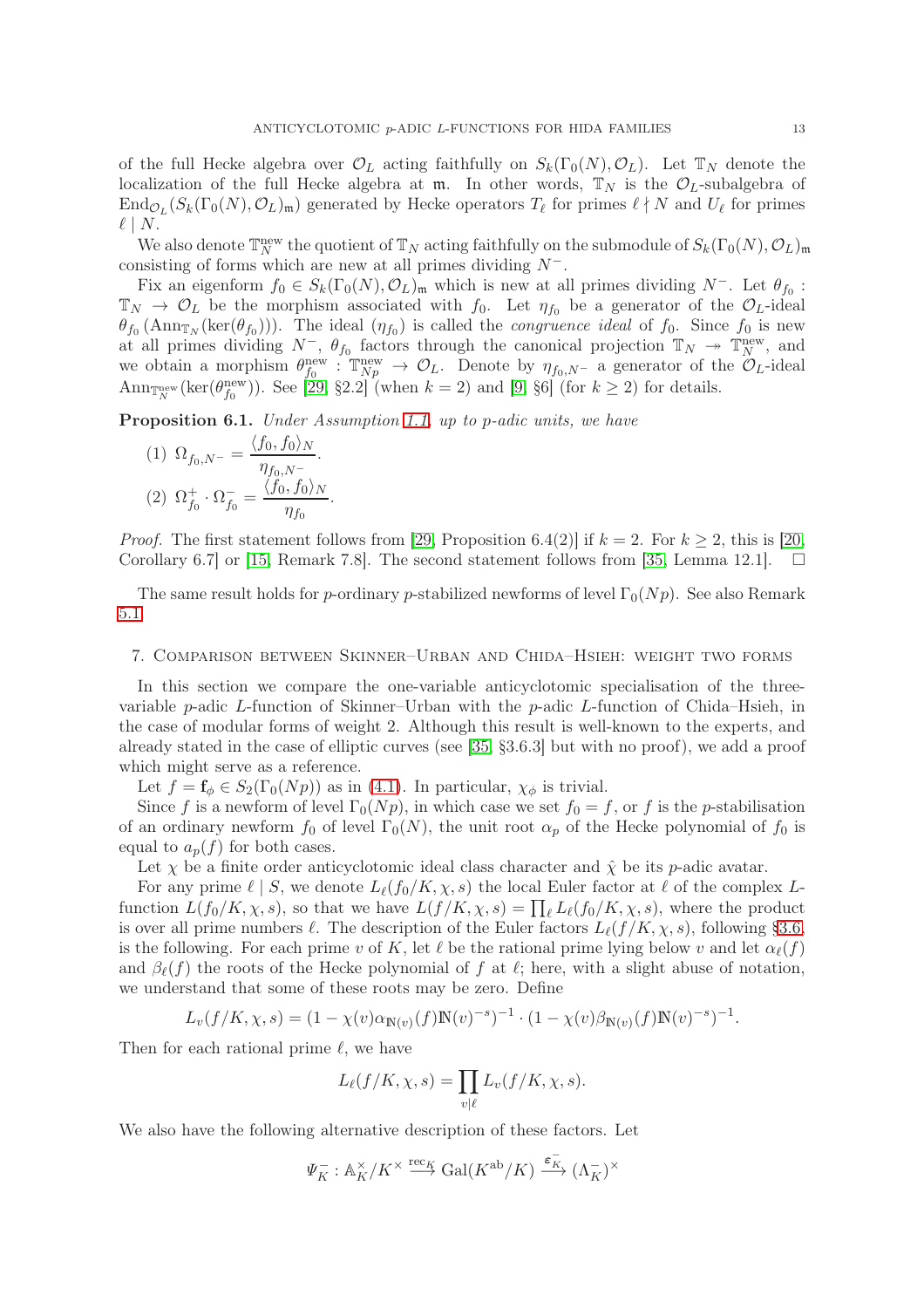of the full Hecke algebra over $\mathcal{O}_L$ acting faithfully on $S_k(\Gamma_0(N), \mathcal{O}_L)$. Let $\mathbb{T}_N$ denote the localization of the full Hecke algebra at $\mathfrak{m}$. In other words, $\mathbb{T}_N$ is the $\mathcal{O}_L$-subalgebra of $\mathrm{End}_{\mathcal{O}_L}(S_k(\Gamma_0(N), \mathcal{O}_L)_\mathfrak{m})$ generated by Hecke operators $T_\ell$ for primes $\ell \nmid N$ and $U_\ell$ for primes $\ell \mid N$.

We also denote $\mathbb{T}_N^{\mathrm{new}}$ the quotient of $\mathbb{T}_N$ acting faithfully on the submodule of $S_k(\Gamma_0(N), \mathcal{O}_L)_\mathfrak{m}$ consisting of forms which are new at all primes dividing $N^-$.

Fix an eigenform $f_0 \in S_k(\Gamma_0(N), \mathcal{O}_L)_\mathfrak{m}$ which is new at all primes dividing $N^-$. Let $\theta_{f_0} : \mathbb{T}_N \to \mathcal{O}_L$ be the morphism associated with $f_0$. Let $\eta_{f_0}$ be a generator of the $\mathcal{O}_L$-ideal $\theta_{f_0}(\mathrm{Ann}_{\mathbb{T}_N}(\ker(\theta_{f_0})))$. The ideal $(\eta_{f_0})$ is called the *congruence ideal* of $f_0$. Since $f_0$ is new at all primes dividing $N^-$, $\theta_{f_0}$ factors through the canonical projection $\mathbb{T}_N \twoheadrightarrow \mathbb{T}_N^{\mathrm{new}}$, and we obtain a morphism $\theta_{f_0}^{\mathrm{new}} : \mathbb{T}_{Np}^{\mathrm{new}} \to \mathcal{O}_L$. Denote by $\eta_{f_0,N^-}$ a generator of the $\mathcal{O}_L$-ideal $\mathrm{Ann}_{\mathbb{T}_N^{\mathrm{new}}}(\ker(\theta_{f_0}^{\mathrm{new}}))$. See [29, §2.2] (when $k = 2$) and [9, §6] (for $k \geq 2$) for details.

**Proposition 6.1.** *Under Assumption 1.1, up to $p$-adic units, we have*

(1) $\Omega_{f_0,N^-} = \dfrac{\langle f_0, f_0\rangle_N}{\eta_{f_0,N^-}}$.

(2) $\Omega_{f_0}^+ \cdot \Omega_{f_0}^- = \dfrac{\langle f_0, f_0\rangle_N}{\eta_{f_0}}$.

*Proof.* The first statement follows from [29, Proposition 6.4(2)] if $k = 2$. For $k \geq 2$, this is [20, Corollary 6.7] or [15, Remark 7.8]. The second statement follows from [35, Lemma 12.1]. □

The same result holds for $p$-ordinary $p$-stabilized newforms of level $\Gamma_0(Np)$. See also Remark 5.1.

## 7. Comparison between Skinner–Urban and Chida–Hsieh: weight two forms

In this section we compare the one-variable anticyclotomic specialisation of the three-variable $p$-adic $L$-function of Skinner–Urban with the $p$-adic $L$-function of Chida–Hsieh, in the case of modular forms of weight 2. Although this result is well-known to the experts, and already stated in the case of elliptic curves (see [35, §3.6.3] but with no proof), we add a proof which might serve as a reference.

Let $f = \mathbf{f}_\phi \in S_2(\Gamma_0(Np))$ as in (4.1). In particular, $\chi_\phi$ is trivial.

Since $f$ is a newform of level $\Gamma_0(Np)$, in which case we set $f_0 = f$, or $f$ is the $p$-stabilisation of an ordinary newform $f_0$ of level $\Gamma_0(N)$, the unit root $\alpha_p$ of the Hecke polynomial of $f_0$ is equal to $a_p(f)$ for both cases.

Let $\chi$ be a finite order anticyclotomic ideal class character and $\hat{\chi}$ be its $p$-adic avatar.

For any prime $\ell \mid S$, we denote $L_\ell(f_0/K, \chi, s)$ the local Euler factor at $\ell$ of the complex $L$-function $L(f_0/K, \chi, s)$, so that we have $L(f/K, \chi, s) = \prod_\ell L_\ell(f_0/K, \chi, s)$, where the product is over all prime numbers $\ell$. The description of the Euler factors $L_\ell(f/K, \chi, s)$, following §3.6, is the following. For each prime $v$ of $K$, let $\ell$ be the rational prime lying below $v$ and let $\alpha_\ell(f)$ and $\beta_\ell(f)$ the roots of the Hecke polynomial of $f$ at $\ell$; here, with a slight abuse of notation, we understand that some of these roots may be zero. Define

$$L_v(f/K, \chi, s) = (1 - \chi(v)\alpha_{\mathbb{N}(v)}(f)\mathbb{N}(v)^{-s})^{-1} \cdot (1 - \chi(v)\beta_{\mathbb{N}(v)}(f)\mathbb{N}(v)^{-s})^{-1}.$$

Then for each rational prime $\ell$, we have

$$L_\ell(f/K, \chi, s) = \prod_{v \mid \ell} L_v(f/K, \chi, s).$$

We also have the following alternative description of these factors. Let

$$\Psi_K^- : \mathbb{A}_K^\times / K^\times \xrightarrow{\mathrm{rec}_K} \mathrm{Gal}(K^{\mathrm{ab}}/K) \xrightarrow{\varepsilon_K^-} (\Lambda_K^-)^\times$$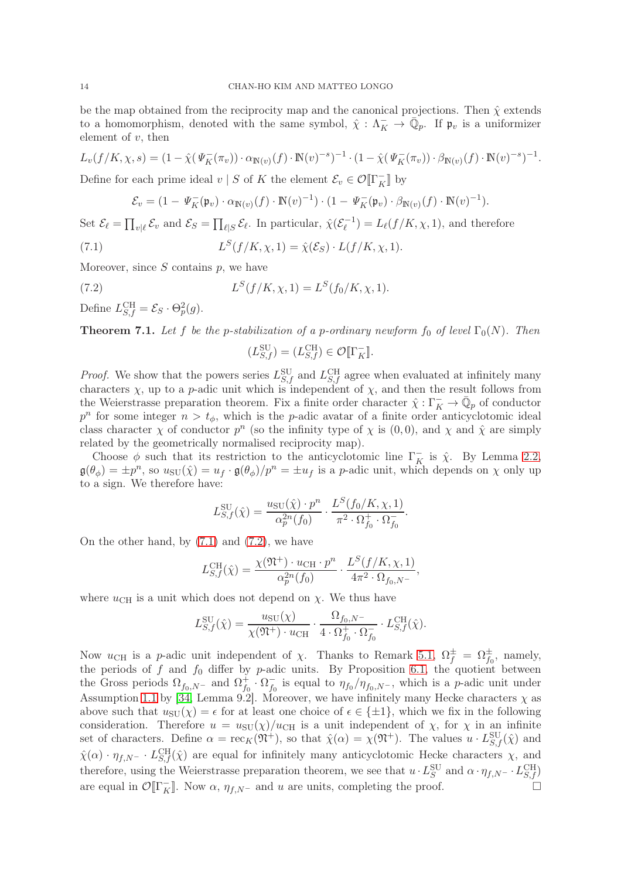be the map obtained from the reciprocity map and the canonical projections. Then $\hat{\chi}$ extends to a homomorphism, denoted with the same symbol, $\hat{\chi} : \Lambda_K^- \to \bar{\mathbb{Q}}_p$. If $\mathfrak{p}_v$ is a uniformizer element of $v$, then

$$L_v(f/K, \chi, s) = (1 - \hat{\chi}(\Psi_K^-(\pi_v)) \cdot \alpha_{\mathbb{N}(v)}(f) \cdot \mathbb{N}(v)^{-s})^{-1} \cdot (1 - \hat{\chi}(\Psi_K^-(\pi_v)) \cdot \beta_{\mathbb{N}(v)}(f) \cdot \mathbb{N}(v)^{-s})^{-1}.$$

Define for each prime ideal $v \mid S$ of $K$ the element $\mathcal{E}_v \in \mathcal{O}[\![\Gamma_K^-]\!]$ by

$$\mathcal{E}_v = (1 - \Psi_K^-(\mathfrak{p}_v) \cdot \alpha_{\mathbb{N}(v)}(f) \cdot \mathbb{N}(v)^{-1}) \cdot (1 - \Psi_K^-(\mathfrak{p}_v) \cdot \beta_{\mathbb{N}(v)}(f) \cdot \mathbb{N}(v)^{-1}).$$

Set $\mathcal{E}_\ell = \prod_{v \mid \ell} \mathcal{E}_v$ and $\mathcal{E}_S = \prod_{\ell \mid S} \mathcal{E}_\ell$. In particular, $\hat{\chi}(\mathcal{E}_\ell^{-1}) = L_\ell(f/K, \chi, 1)$, and therefore

$$L^S(f/K, \chi, 1) = \hat{\chi}(\mathcal{E}_S) \cdot L(f/K, \chi, 1). \tag{7.1}$$

Moreover, since $S$ contains $p$, we have

$$L^S(f/K, \chi, 1) = L^S(f_0/K, \chi, 1). \tag{7.2}$$

Define $L_{S,f}^{\mathrm{CH}} = \mathcal{E}_S \cdot \Theta_p^2(g)$.

**Theorem 7.1.** *Let $f$ be the $p$-stabilization of a $p$-ordinary newform $f_0$ of level $\Gamma_0(N)$. Then*

$$(L_{S,f}^{\mathrm{SU}}) = (L_{S,f}^{\mathrm{CH}}) \in \mathcal{O}[\![\Gamma_K^-]\!].$$

*Proof.* We show that the powers series $L_{S,f}^{\mathrm{SU}}$ and $L_{S,f}^{\mathrm{CH}}$ agree when evaluated at infinitely many characters $\chi$, up to a $p$-adic unit which is independent of $\chi$, and then the result follows from the Weierstrasse preparation theorem. Fix a finite order character $\hat{\chi} : \Gamma_K^- \to \bar{\mathbb{Q}}_p$ of conductor $p^n$ for some integer $n > t_\phi$, which is the $p$-adic avatar of a finite order anticyclotomic ideal class character $\chi$ of conductor $p^n$ (so the infinity type of $\chi$ is $(0,0)$, and $\chi$ and $\hat{\chi}$ are simply related by the geometrically normalised reciprocity map).

Choose $\phi$ such that its restriction to the anticyclotomic line $\Gamma_K^-$ is $\hat{\chi}$. By Lemma 2.2, $\mathfrak{g}(\theta_\phi) = \pm p^n$, so $u_{\mathrm{SU}}(\hat{\chi}) = u_f \cdot \mathfrak{g}(\theta_\phi)/p^n = \pm u_f$ is a $p$-adic unit, which depends on $\chi$ only up to a sign. We therefore have:

$$L_{S,f}^{\mathrm{SU}}(\hat{\chi}) = \frac{u_{\mathrm{SU}}(\hat{\chi}) \cdot p^n}{\alpha_p^{2n}(f_0)} \cdot \frac{L^S(f_0/K, \chi, 1)}{\pi^2 \cdot \Omega_{f_0}^+ \cdot \Omega_{f_0}^-}.$$

On the other hand, by (7.1) and (7.2), we have

$$L_{S,f}^{\mathrm{CH}}(\hat{\chi}) = \frac{\chi(\mathfrak{N}^+) \cdot u_{\mathrm{CH}} \cdot p^n}{\alpha_p^{2n}(f_0)} \cdot \frac{L^S(f/K, \chi, 1)}{4\pi^2 \cdot \Omega_{f_0, N^-}},$$

where $u_{\mathrm{CH}}$ is a unit which does not depend on $\chi$. We thus have

$$L_{S,f}^{\mathrm{SU}}(\hat{\chi}) = \frac{u_{\mathrm{SU}}(\chi)}{\chi(\mathfrak{N}^+) \cdot u_{\mathrm{CH}}} \cdot \frac{\Omega_{f_0, N^-}}{4 \cdot \Omega_{f_0}^+ \cdot \Omega_{f_0}^-} \cdot L_{S,f}^{\mathrm{CH}}(\hat{\chi}).$$

Now $u_{\mathrm{CH}}$ is a $p$-adic unit independent of $\chi$. Thanks to Remark 5.1, $\Omega_f^\pm = \Omega_{f_0}^\pm$, namely, the periods of $f$ and $f_0$ differ by $p$-adic units. By Proposition 6.1, the quotient between the Gross periods $\Omega_{f_0, N^-}$ and $\Omega_{f_0}^+ \cdot \Omega_{f_0}^-$ is equal to $\eta_{f_0}/\eta_{f_0, N^-}$, which is a $p$-adic unit under Assumption 1.1 by [34, Lemma 9.2]. Moreover, we have infinitely many Hecke characters $\chi$ as above such that $u_{\mathrm{SU}}(\chi) = \epsilon$ for at least one choice of $\epsilon \in \{\pm 1\}$, which we fix in the following consideration. Therefore $u = u_{\mathrm{SU}}(\chi)/u_{\mathrm{CH}}$ is a unit independent of $\chi$, for $\chi$ in an infinite set of characters. Define $\alpha = \mathrm{rec}_K(\mathfrak{N}^+)$, so that $\hat{\chi}(\alpha) = \chi(\mathfrak{N}^+)$. The values $u \cdot L_{S,f}^{\mathrm{SU}}(\hat{\chi})$ and $\hat{\chi}(\alpha) \cdot \eta_{f,N^-} \cdot L_{S,f}^{\mathrm{CH}}(\hat{\chi})$ are equal for infinitely many anticyclotomic Hecke characters $\chi$, and therefore, using the Weierstrasse preparation theorem, we see that $u \cdot L_S^{\mathrm{SU}}$ and $\alpha \cdot \eta_{f,N^-} \cdot L_{S,f}^{\mathrm{CH}})$ are equal in $\mathcal{O}[\![\Gamma_K^-]\!]$. Now $\alpha$, $\eta_{f,N^-}$ and $u$ are units, completing the proof. $\square$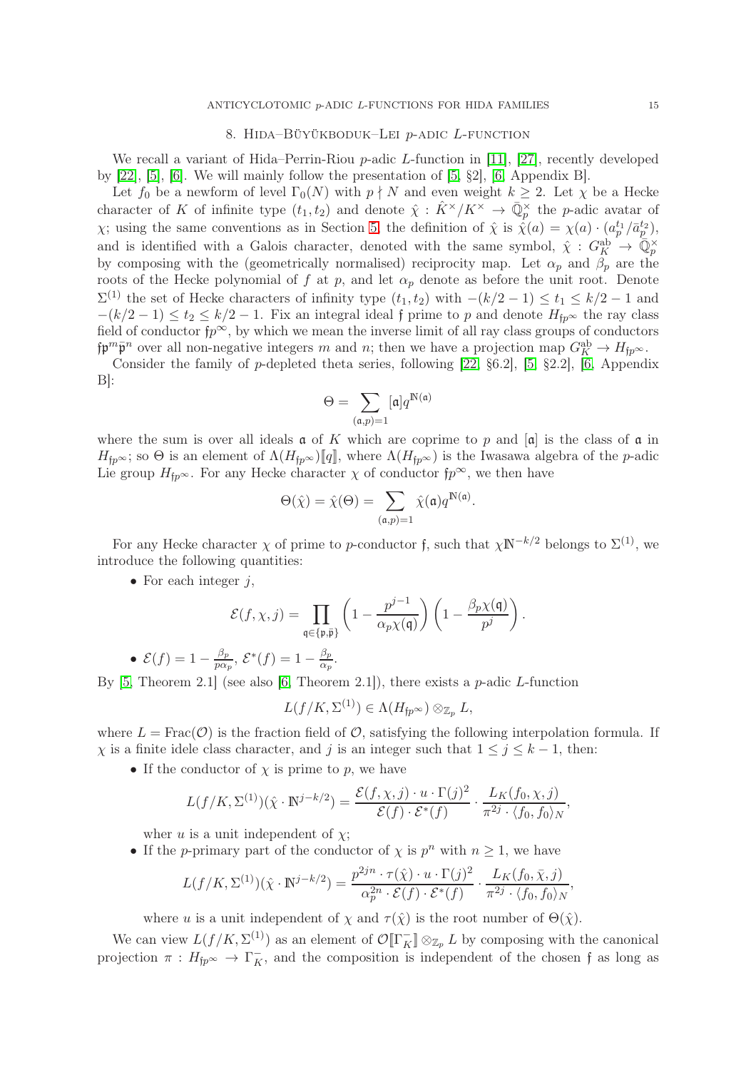## 8. Hida–Büyükboduk–Lei $p$-adic $L$-function

We recall a variant of Hida–Perrin-Riou $p$-adic $L$-function in [11], [27], recently developed by [22], [5], [6]. We will mainly follow the presentation of [5, §2], [6, Appendix B].

Let $f_0$ be a newform of level $\Gamma_0(N)$ with $p \nmid N$ and even weight $k \geq 2$. Let $\chi$ be a Hecke character of $K$ of infinite type $(t_1, t_2)$ and denote $\hat{\chi} : \hat{K}^\times/K^\times \to \bar{\mathbb{Q}}_p^\times$ the $p$-adic avatar of $\chi$; using the same conventions as in Section 5, the definition of $\hat{\chi}$ is $\hat{\chi}(a) = \chi(a) \cdot (a_p^{t_1}/\bar{a}_p^{t_2})$, and is identified with a Galois character, denoted with the same symbol, $\hat{\chi} : G_K^{\mathrm{ab}} \to \bar{\mathbb{Q}}_p^\times$ by composing with the (geometrically normalised) reciprocity map. Let $\alpha_p$ and $\beta_p$ are the roots of the Hecke polynomial of $f$ at $p$, and let $\alpha_p$ denote as before the unit root. Denote $\Sigma^{(1)}$ the set of Hecke characters of infinity type $(t_1, t_2)$ with $-(k/2-1) \leq t_1 \leq k/2-1$ and $-(k/2-1) \leq t_2 \leq k/2-1$. Fix an integral ideal $\mathfrak{f}$ prime to $p$ and denote $H_{\mathfrak{f}p^\infty}$ the ray class field of conductor $\mathfrak{f}p^\infty$, by which we mean the inverse limit of all ray class groups of conductors $\mathfrak{f}\mathfrak{p}^m\bar{\mathfrak{p}}^n$ over all non-negative integers $m$ and $n$; then we have a projection map $G_K^{\mathrm{ab}} \to H_{\mathfrak{f}p^\infty}$.

Consider the family of $p$-depleted theta series, following [22, §6.2], [5, §2.2], [6, Appendix B]:

$$\Theta = \sum_{(\mathfrak{a},p)=1} [\mathfrak{a}] q^{\mathbb{N}(\mathfrak{a})}$$

where the sum is over all ideals $\mathfrak{a}$ of $K$ which are coprime to $p$ and $[\mathfrak{a}]$ is the class of $\mathfrak{a}$ in $H_{\mathfrak{f}p^\infty}$; so $\Theta$ is an element of $\Lambda(H_{\mathfrak{f}p^\infty})[\![q]\!]$, where $\Lambda(H_{\mathfrak{f}p^\infty})$ is the Iwasawa algebra of the $p$-adic Lie group $H_{\mathfrak{f}p^\infty}$. For any Hecke character $\chi$ of conductor $\mathfrak{f}p^\infty$, we then have

$$\Theta(\hat{\chi}) = \hat{\chi}(\Theta) = \sum_{(\mathfrak{a},p)=1} \hat{\chi}(\mathfrak{a}) q^{\mathbb{N}(\mathfrak{a})}.$$

For any Hecke character $\chi$ of prime to $p$-conductor $\mathfrak{f}$, such that $\chi\mathbb{N}^{-k/2}$ belongs to $\Sigma^{(1)}$, we introduce the following quantities:

- For each integer $j$,
$$\mathcal{E}(f, \chi, j) = \prod_{\mathfrak{q} \in \{\mathfrak{p}, \bar{\mathfrak{p}}\}} \left(1 - \frac{p^{j-1}}{\alpha_p \chi(\mathfrak{q})}\right)\left(1 - \frac{\beta_p \chi(\mathfrak{q})}{p^j}\right).$$
- $\mathcal{E}(f) = 1 - \frac{\beta_p}{p\alpha_p}$, $\mathcal{E}^*(f) = 1 - \frac{\beta_p}{\alpha_p}$.

By [5, Theorem 2.1] (see also [6, Theorem 2.1]), there exists a $p$-adic $L$-function

$$L(f/K, \Sigma^{(1)}) \in \Lambda(H_{\mathfrak{f}p^\infty}) \otimes_{\mathbb{Z}_p} L,$$

where $L = \mathrm{Frac}(\mathcal{O})$ is the fraction field of $\mathcal{O}$, satisfying the following interpolation formula. If $\chi$ is a finite idele class character, and $j$ is an integer such that $1 \leq j \leq k-1$, then:

- If the conductor of $\chi$ is prime to $p$, we have
$$L(f/K, \Sigma^{(1)})(\hat{\chi} \cdot \mathbb{N}^{j-k/2}) = \frac{\mathcal{E}(f, \chi, j) \cdot u \cdot \Gamma(j)^2}{\mathcal{E}(f) \cdot \mathcal{E}^*(f)} \cdot \frac{L_K(f_0, \chi, j)}{\pi^{2j} \cdot \langle f_0, f_0 \rangle_N},$$
wher $u$ is a unit independent of $\chi$;
- If the $p$-primary part of the conductor of $\chi$ is $p^n$ with $n \geq 1$, we have
$$L(f/K, \Sigma^{(1)})(\hat{\chi} \cdot \mathbb{N}^{j-k/2}) = \frac{p^{2jn} \cdot \tau(\hat{\chi}) \cdot u \cdot \Gamma(j)^2}{\alpha_p^{2n} \cdot \mathcal{E}(f) \cdot \mathcal{E}^*(f)} \cdot \frac{L_K(f_0, \bar{\chi}, j)}{\pi^{2j} \cdot \langle f_0, f_0 \rangle_N},$$
where $u$ is a unit independent of $\chi$ and $\tau(\hat{\chi})$ is the root number of $\Theta(\hat{\chi})$.

We can view $L(f/K, \Sigma^{(1)})$ as an element of $\mathcal{O}[\![\Gamma_K^-]\!] \otimes_{\mathbb{Z}_p} L$ by composing with the canonical projection $\pi : H_{\mathfrak{f}p^\infty} \to \Gamma_K^-$, and the composition is independent of the chosen $\mathfrak{f}$ as long as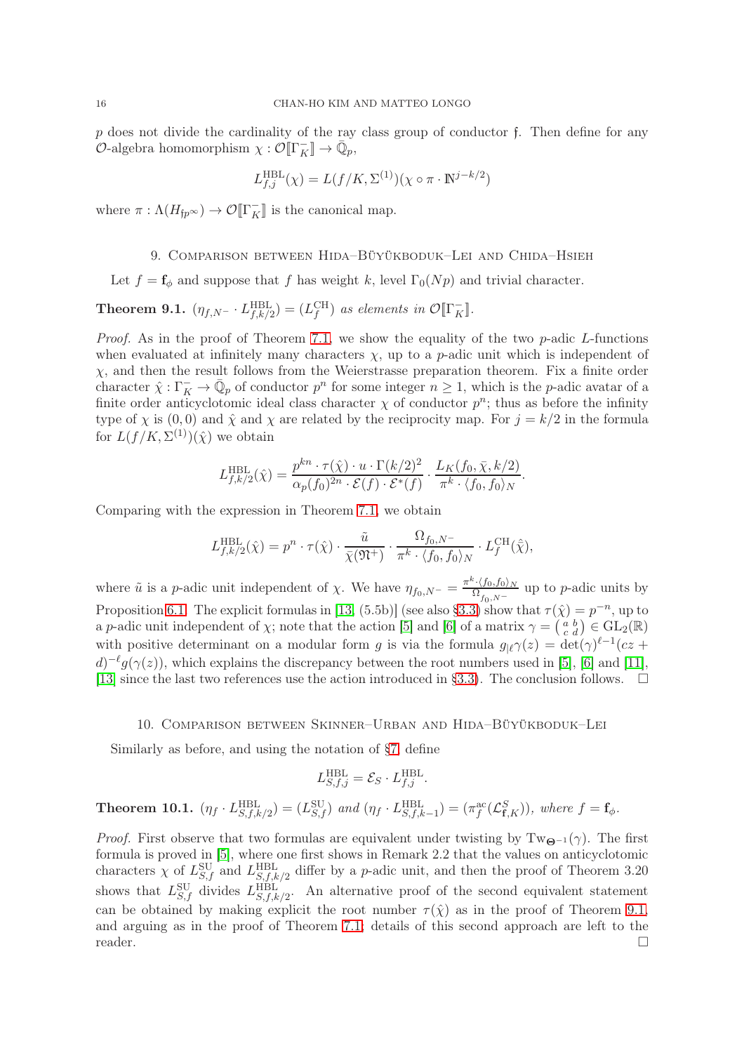$p$ does not divide the cardinality of the ray class group of conductor $\mathfrak{f}$. Then define for any $\mathcal{O}$-algebra homomorphism $\chi : \mathcal{O}[\![\Gamma_K^-]\!] \to \bar{\mathbb{Q}}_p$,

$$L_{f,j}^{\mathrm{HBL}}(\chi) = L(f/K, \Sigma^{(1)})(\chi \circ \pi \cdot \mathbb{N}^{j-k/2})$$

where $\pi : \Lambda(H_{\mathfrak{f}p^\infty}) \to \mathcal{O}[\![\Gamma_K^-]\!]$ is the canonical map.

## 9. Comparison between Hida–Büyükboduk–Lei and Chida–Hsieh

Let $f = \mathbf{f}_\phi$ and suppose that $f$ has weight $k$, level $\Gamma_0(Np)$ and trivial character.

**Theorem 9.1.** *$(\eta_{f,N^-} \cdot L_{f,k/2}^{\mathrm{HBL}}) = (L_f^{\mathrm{CH}})$ as elements in $\mathcal{O}[\![\Gamma_K^-]\!]$.*

*Proof.* As in the proof of Theorem 7.1, we show the equality of the two $p$-adic $L$-functions when evaluated at infinitely many characters $\chi$, up to a $p$-adic unit which is independent of $\chi$, and then the result follows from the Weierstrasse preparation theorem. Fix a finite order character $\hat{\chi} : \Gamma_K^- \to \bar{\mathbb{Q}}_p$ of conductor $p^n$ for some integer $n \geq 1$, which is the $p$-adic avatar of a finite order anticyclotomic ideal class character $\chi$ of conductor $p^n$; thus as before the infinity type of $\chi$ is $(0,0)$ and $\hat{\chi}$ and $\chi$ are related by the reciprocity map. For $j = k/2$ in the formula for $L(f/K, \Sigma^{(1)})(\hat{\chi})$ we obtain

$$L_{f,k/2}^{\mathrm{HBL}}(\hat{\chi}) = \frac{p^{kn} \cdot \tau(\hat{\chi}) \cdot u \cdot \Gamma(k/2)^2}{\alpha_p(f_0)^{2n} \cdot \mathcal{E}(f) \cdot \mathcal{E}^*(f)} \cdot \frac{L_K(f_0, \bar{\chi}, k/2)}{\pi^k \cdot \langle f_0, f_0 \rangle_N}.$$

Comparing with the expression in Theorem 7.1, we obtain

$$L_{f,k/2}^{\mathrm{HBL}}(\hat{\chi}) = p^n \cdot \tau(\hat{\chi}) \cdot \frac{\tilde{u}}{\bar{\chi}(\mathfrak{N}^+)} \cdot \frac{\Omega_{f_0,N^-}}{\pi^k \cdot \langle f_0, f_0 \rangle_N} \cdot L_f^{\mathrm{CH}}(\hat{\chi}),$$

where $\tilde{u}$ is a $p$-adic unit independent of $\chi$. We have $\eta_{f_0,N^-} = \frac{\pi^k \cdot \langle f_0, f_0 \rangle_N}{\Omega_{f_0,N^-}}$ up to $p$-adic units by Proposition 6.1. The explicit formulas in [13, (5.5b)] (see also §3.3) show that $\tau(\hat{\chi}) = p^{-n}$, up to a $p$-adic unit independent of $\chi$; note that the action [5] and [6] of a matrix $\gamma = \left(\begin{smallmatrix} a & b \\ c & d \end{smallmatrix}\right) \in \mathrm{GL}_2(\mathbb{R})$ with positive determinant on a modular form $g$ is via the formula $g_{|\ell}\gamma(z) = \det(\gamma)^{\ell-1}(cz + d)^{-\ell} g(\gamma(z))$, which explains the discrepancy between the root numbers used in [5], [6] and [11], [13] since the last two references use the action introduced in §3.3). The conclusion follows. $\square$

## 10. Comparison between Skinner–Urban and Hida–Büyükboduk–Lei

Similarly as before, and using the notation of §7 define

$$L_{S,f,j}^{\mathrm{HBL}} = \mathcal{E}_S \cdot L_{f,j}^{\mathrm{HBL}}.$$

**Theorem 10.1.** *$(\eta_f \cdot L_{S,f,k/2}^{\mathrm{HBL}}) = (L_{S,f}^{\mathrm{SU}})$ and $(\eta_f \cdot L_{S,f,k-1}^{\mathrm{HBL}}) = (\pi_f^{\mathrm{ac}}(\mathcal{L}_{\mathbf{f},K}^S))$, where $f = \mathbf{f}_\phi$.*

*Proof.* First observe that two formulas are equivalent under twisting by $\mathrm{Tw}_{\mathbf{\Theta}^{-1}}(\gamma)$. The first formula is proved in [5], where one first shows in Remark 2.2 that the values on anticyclotomic characters $\chi$ of $L_{S,f}^{\mathrm{SU}}$ and $L_{S,f,k/2}^{\mathrm{HBL}}$ differ by a $p$-adic unit, and then the proof of Theorem 3.20 shows that $L_{S,f}^{\mathrm{SU}}$ divides $L_{S,f,k/2}^{\mathrm{HBL}}$. An alternative proof of the second equivalent statement can be obtained by making explicit the root number $\tau(\hat{\chi})$ as in the proof of Theorem 9.1, and arguing as in the proof of Theorem 7.1; details of this second approach are left to the reader. $\square$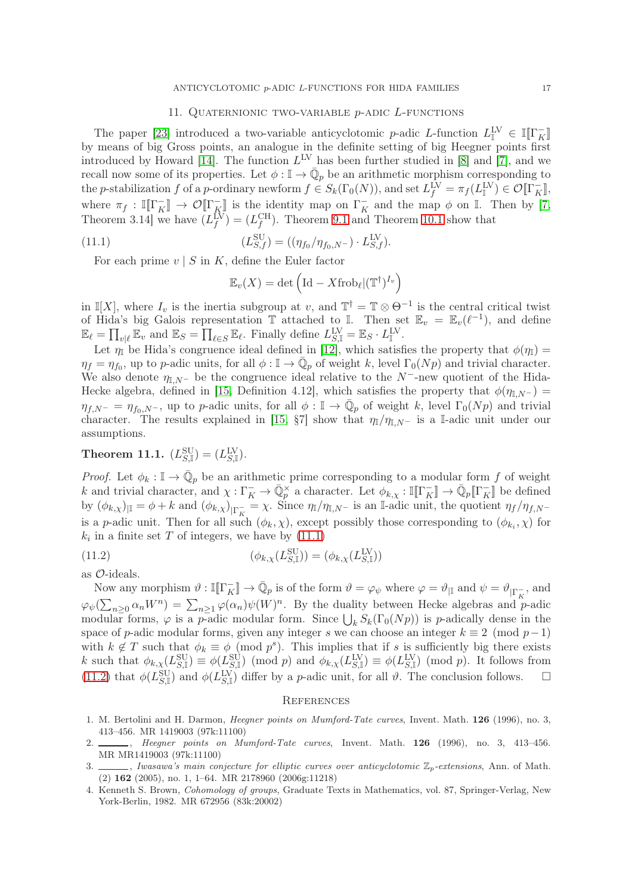## 11. Quaternionic two-variable $p$-adic $L$-functions

The paper [23] introduced a two-variable anticyclotomic $p$-adic $L$-function $L_{\mathbb{I}}^{\mathrm{LV}} \in \mathbb{I}[\![\Gamma_K^-]\!]$ by means of big Gross points, an analogue in the definite setting of big Heegner points first introduced by Howard [14]. The function $L^{\mathrm{LV}}$ has been further studied in [8] and [7], and we recall now some of its properties. Let $\phi : \mathbb{I} \to \bar{\mathbb{Q}}_p$ be an arithmetic morphism corresponding to the $p$-stabilization $f$ of a $p$-ordinary newform $f \in S_k(\Gamma_0(N))$, and set $L_f^{\mathrm{LV}} = \pi_f(L_{\mathbb{I}}^{\mathrm{LV}}) \in \mathcal{O}[\![\Gamma_K^-]\!]$, where $\pi_f : \mathbb{I}[\![\Gamma_K^-]\!] \to \mathcal{O}[\![\Gamma_K^-]\!]$ is the identity map on $\Gamma_K^-$ and the map $\phi$ on $\mathbb{I}$. Then by [7, Theorem 3.14] we have $(L_f^{\mathrm{LV}}) = (L_f^{\mathrm{CH}})$. Theorem 9.1 and Theorem 10.1 show that

$$(L_{S,f}^{\mathrm{SU}}) = ((\eta_{f_0}/\eta_{f_0,N^-}) \cdot L_{S,f}^{\mathrm{LV}}). \tag{11.1}$$

For each prime $v \mid S$ in $K$, define the Euler factor

$$\mathbb{E}_v(X) = \det\left(\mathrm{Id} - X\mathrm{frob}_\ell | (\mathbb{T}^\dagger)^{I_v}\right)$$

in $\mathbb{I}[X]$, where $I_v$ is the inertia subgroup at $v$, and $\mathbb{T}^\dagger = \mathbb{T} \otimes \Theta^{-1}$ is the central critical twist of Hida's big Galois representation $\mathbb{T}$ attached to $\mathbb{I}$. Then set $\mathbb{E}_v = \mathbb{E}_v(\ell^{-1})$, and define $\mathbb{E}_\ell = \prod_{v|\ell} \mathbb{E}_v$ and $\mathbb{E}_S = \prod_{\ell \in S} \mathbb{E}_\ell$. Finally define $L_{S,\mathbb{I}}^{\mathrm{LV}} = \mathbb{E}_S \cdot L_{\mathbb{I}}^{\mathrm{LV}}$.

Let $\eta_{\mathbb{I}}$ be Hida's congruence ideal defined in [12], which satisfies the property that $\phi(\eta_{\mathbb{I}}) = \eta_f = \eta_{f_0}$, up to $p$-adic units, for all $\phi : \mathbb{I} \to \bar{\mathbb{Q}}_p$ of weight $k$, level $\Gamma_0(Np)$ and trivial character. We also denote $\eta_{\mathbb{I},N^-}$ be the congruence ideal relative to the $N^-$-new quotient of the Hida-Hecke algebra, defined in [15, Definition 4.12], which satisfies the property that $\phi(\eta_{\mathbb{I},N^-}) = \eta_{f,N^-} = \eta_{f_0,N^-}$, up to $p$-adic units, for all $\phi : \mathbb{I} \to \bar{\mathbb{Q}}_p$ of weight $k$, level $\Gamma_0(Np)$ and trivial character. The results explained in [15, §7] show that $\eta_{\mathbb{I}}/\eta_{\mathbb{I},N^-}$ is a $\mathbb{I}$-adic unit under our assumptions.

**Theorem 11.1.** $(L_{S,\mathbb{I}}^{\mathrm{SU}}) = (L_{S,\mathbb{I}}^{\mathrm{LV}})$.

*Proof.* Let $\phi_k : \mathbb{I} \to \bar{\mathbb{Q}}_p$ be an arithmetic prime corresponding to a modular form $f$ of weight $k$ and trivial character, and $\chi : \Gamma_K^- \to \bar{\mathbb{Q}}_p^\times$ a character. Let $\phi_{k,\chi} : \mathbb{I}[\![\Gamma_K^-]\!] \to \bar{\mathbb{Q}}_p[\![\Gamma_K^-]\!]$ be defined by $(\phi_{k,\chi})_{|\mathbb{I}} = \phi + k$ and $(\phi_{k,\chi})_{|\Gamma_K^-} = \chi$. Since $\eta_{\mathbb{I}}/\eta_{\mathbb{I},N^-}$ is an $\mathbb{I}$-adic unit, the quotient $\eta_f/\eta_{f,N^-}$ is a $p$-adic unit. Then for all such $(\phi_k, \chi)$, except possibly those corresponding to $(\phi_{k_i}, \chi)$ for $k_i$ in a finite set $T$ of integers, we have by (11.1)

$$(\phi_{k,\chi}(L_{S,\mathbb{I}}^{\mathrm{SU}})) = (\phi_{k,\chi}(L_{S,\mathbb{I}}^{\mathrm{LV}})) \tag{11.2}$$

as $\mathcal{O}$-ideals.

Now any morphism $\vartheta : \mathbb{I}[\![\Gamma_K^-]\!] \to \bar{\mathbb{Q}}_p$ is of the form $\vartheta = \varphi_\psi$ where $\varphi = \vartheta_{|\mathbb{I}}$ and $\psi = \vartheta_{|\Gamma_K^-}$, and $\varphi_\psi(\sum_{n\geq 0} \alpha_n W^n) = \sum_{n\geq 1} \varphi(\alpha_n)\psi(W)^n$. By the duality between Hecke algebras and $p$-adic modular forms, $\varphi$ is a $p$-adic modular form. Since $\bigcup_k S_k(\Gamma_0(Np))$ is $p$-adically dense in the space of $p$-adic modular forms, given any integer $s$ we can choose an integer $k \equiv 2 \pmod{p-1}$ with $k \notin T$ such that $\phi_k \equiv \phi \pmod{p^s}$. This implies that if $s$ is sufficiently big there exists $k$ such that $\phi_{k,\chi}(L_{S,\mathbb{I}}^{\mathrm{SU}}) \equiv \phi(L_{S,\mathbb{I}}^{\mathrm{SU}}) \pmod{p}$ and $\phi_{k,\chi}(L_{S,\mathbb{I}}^{\mathrm{LV}}) \equiv \phi(L_{S,\mathbb{I}}^{\mathrm{LV}}) \pmod{p}$. It follows from (11.2) that $\phi(L_{S,\mathbb{I}}^{\mathrm{SU}})$ and $\phi(L_{S,\mathbb{I}}^{\mathrm{LV}})$ differ by a $p$-adic unit, for all $\vartheta$. The conclusion follows. $\square$

## References

1. M. Bertolini and H. Darmon, *Heegner points on Mumford-Tate curves*, Invent. Math. **126** (1996), no. 3, 413–456. MR 1419003 (97k:11100)
2. ______, *Heegner points on Mumford-Tate curves*, Invent. Math. **126** (1996), no. 3, 413–456. MR MR1419003 (97k:11100)
3. ______, *Iwasawa's main conjecture for elliptic curves over anticyclotomic $\mathbb{Z}_p$-extensions*, Ann. of Math. (2) **162** (2005), no. 1, 1–64. MR 2178960 (2006g:11218)
4. Kenneth S. Brown, *Cohomology of groups*, Graduate Texts in Mathematics, vol. 87, Springer-Verlag, New York-Berlin, 1982. MR 672956 (83k:20002)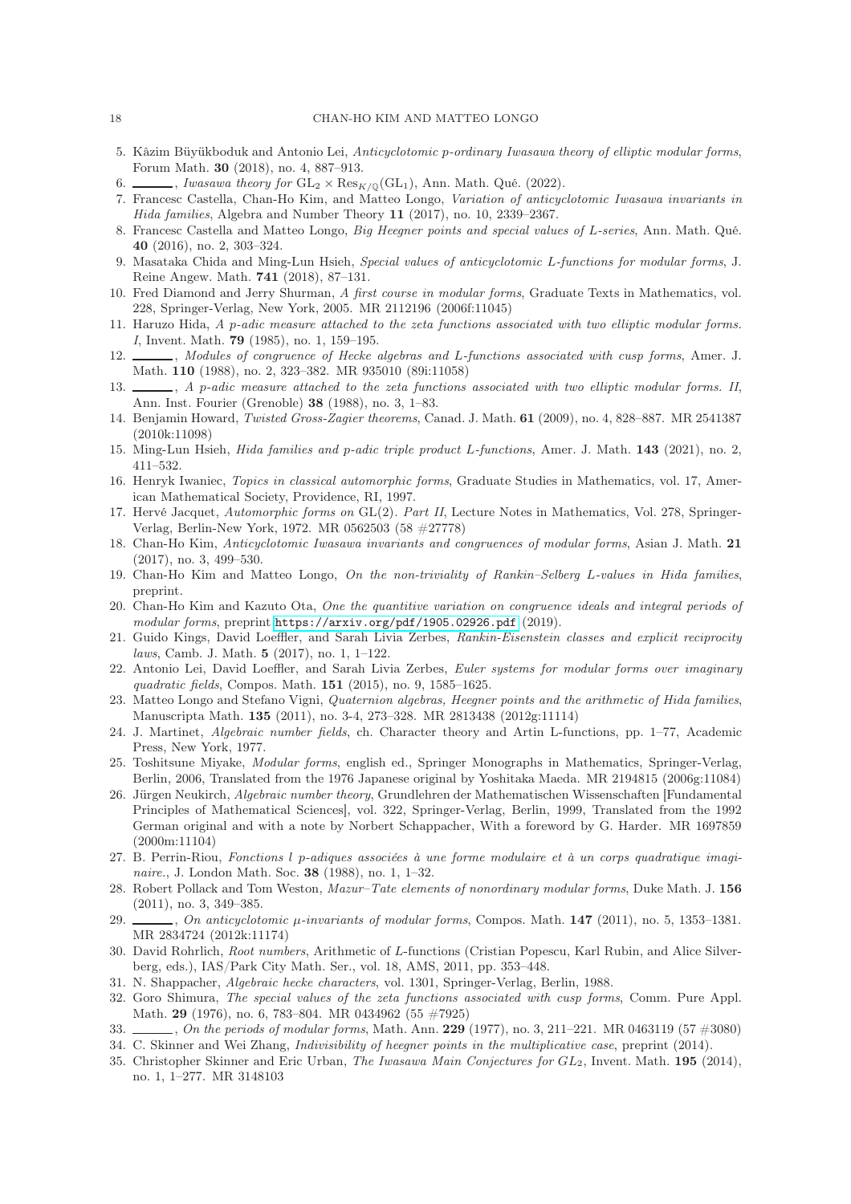5. Kâzim Büyükboduk and Antonio Lei, *Anticyclotomic p-ordinary Iwasawa theory of elliptic modular forms*, Forum Math. **30** (2018), no. 4, 887–913.
6. ______, *Iwasawa theory for* $\mathrm{GL}_2 \times \mathrm{Res}_{K/\mathbb{Q}}(\mathrm{GL}_1)$, Ann. Math. Qué. (2022).
7. Francesc Castella, Chan-Ho Kim, and Matteo Longo, *Variation of anticyclotomic Iwasawa invariants in Hida families*, Algebra and Number Theory **11** (2017), no. 10, 2339–2367.
8. Francesc Castella and Matteo Longo, *Big Heegner points and special values of L-series*, Ann. Math. Qué. **40** (2016), no. 2, 303–324.
9. Masataka Chida and Ming-Lun Hsieh, *Special values of anticyclotomic L-functions for modular forms*, J. Reine Angew. Math. **741** (2018), 87–131.
10. Fred Diamond and Jerry Shurman, *A first course in modular forms*, Graduate Texts in Mathematics, vol. 228, Springer-Verlag, New York, 2005. MR 2112196 (2006f:11045)
11. Haruzo Hida, *A p-adic measure attached to the zeta functions associated with two elliptic modular forms. I*, Invent. Math. **79** (1985), no. 1, 159–195.
12. ______, *Modules of congruence of Hecke algebras and L-functions associated with cusp forms*, Amer. J. Math. **110** (1988), no. 2, 323–382. MR 935010 (89i:11058)
13. ______, *A p-adic measure attached to the zeta functions associated with two elliptic modular forms. II*, Ann. Inst. Fourier (Grenoble) **38** (1988), no. 3, 1–83.
14. Benjamin Howard, *Twisted Gross-Zagier theorems*, Canad. J. Math. **61** (2009), no. 4, 828–887. MR 2541387 (2010k:11098)
15. Ming-Lun Hsieh, *Hida families and p-adic triple product L-functions*, Amer. J. Math. **143** (2021), no. 2, 411–532.
16. Henryk Iwaniec, *Topics in classical automorphic forms*, Graduate Studies in Mathematics, vol. 17, American Mathematical Society, Providence, RI, 1997.
17. Hervé Jacquet, *Automorphic forms on* $\mathrm{GL}(2)$. *Part II*, Lecture Notes in Mathematics, Vol. 278, Springer-Verlag, Berlin-New York, 1972. MR 0562503 (58 #27778)
18. Chan-Ho Kim, *Anticyclotomic Iwasawa invariants and congruences of modular forms*, Asian J. Math. **21** (2017), no. 3, 499–530.
19. Chan-Ho Kim and Matteo Longo, *On the non-triviality of Rankin–Selberg L-values in Hida families*, preprint.
20. Chan-Ho Kim and Kazuto Ota, *One the quantitive variation on congruence ideals and integral periods of modular forms*, preprint https://arxiv.org/pdf/1905.02926.pdf (2019).
21. Guido Kings, David Loeffler, and Sarah Livia Zerbes, *Rankin-Eisenstein classes and explicit reciprocity laws*, Camb. J. Math. **5** (2017), no. 1, 1–122.
22. Antonio Lei, David Loeffler, and Sarah Livia Zerbes, *Euler systems for modular forms over imaginary quadratic fields*, Compos. Math. **151** (2015), no. 9, 1585–1625.
23. Matteo Longo and Stefano Vigni, *Quaternion algebras, Heegner points and the arithmetic of Hida families*, Manuscripta Math. **135** (2011), no. 3-4, 273–328. MR 2813438 (2012g:11114)
24. J. Martinet, *Algebraic number fields*, ch. Character theory and Artin L-functions, pp. 1–77, Academic Press, New York, 1977.
25. Toshitsune Miyake, *Modular forms*, english ed., Springer Monographs in Mathematics, Springer-Verlag, Berlin, 2006, Translated from the 1976 Japanese original by Yoshitaka Maeda. MR 2194815 (2006g:11084)
26. Jürgen Neukirch, *Algebraic number theory*, Grundlehren der Mathematischen Wissenschaften [Fundamental Principles of Mathematical Sciences], vol. 322, Springer-Verlag, Berlin, 1999, Translated from the 1992 German original and with a note by Norbert Schappacher, With a foreword by G. Harder. MR 1697859 (2000m:11104)
27. B. Perrin-Riou, *Fonctions l p-adiques associées à une forme modulaire et à un corps quadratique imaginaire.*, J. London Math. Soc. **38** (1988), no. 1, 1–32.
28. Robert Pollack and Tom Weston, *Mazur–Tate elements of nonordinary modular forms*, Duke Math. J. **156** (2011), no. 3, 349–385.
29. ______, *On anticyclotomic μ-invariants of modular forms*, Compos. Math. **147** (2011), no. 5, 1353–1381. MR 2834724 (2012k:11174)
30. David Rohrlich, *Root numbers*, Arithmetic of L-functions (Cristian Popescu, Karl Rubin, and Alice Silverberg, eds.), IAS/Park City Math. Ser., vol. 18, AMS, 2011, pp. 353–448.
31. N. Shappacher, *Algebraic hecke characters*, vol. 1301, Springer-Verlag, Berlin, 1988.
32. Goro Shimura, *The special values of the zeta functions associated with cusp forms*, Comm. Pure Appl. Math. **29** (1976), no. 6, 783–804. MR 0434962 (55 #7925)
33. ______, *On the periods of modular forms*, Math. Ann. **229** (1977), no. 3, 211–221. MR 0463119 (57 #3080)
34. C. Skinner and Wei Zhang, *Indivisibility of heegner points in the multiplicative case*, preprint (2014).
35. Christopher Skinner and Eric Urban, *The Iwasawa Main Conjectures for* $GL_2$, Invent. Math. **195** (2014), no. 1, 1–277. MR 3148103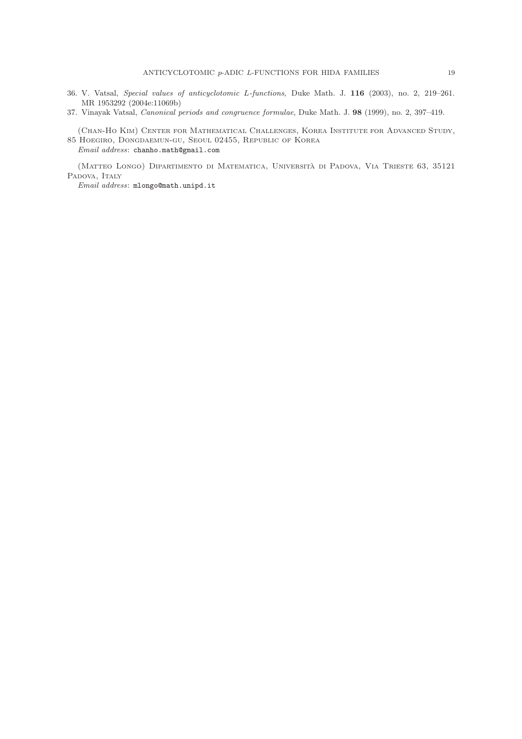36. V. Vatsal, *Special values of anticyclotomic L-functions*, Duke Math. J. **116** (2003), no. 2, 219–261. MR 1953292 (2004e:11069b)

37. Vinayak Vatsal, *Canonical periods and congruence formulae*, Duke Math. J. **98** (1999), no. 2, 397–419.

(Chan-Ho Kim) Center for Mathematical Challenges, Korea Institute for Advanced Study, 85 Hoegiro, Dongdaemun-gu, Seoul 02455, Republic of Korea

*Email address*: `chanho.math@gmail.com`

(Matteo Longo) Dipartimento di Matematica, Università di Padova, Via Trieste 63, 35121 Padova, Italy

*Email address*: `mlongo@math.unipd.it`